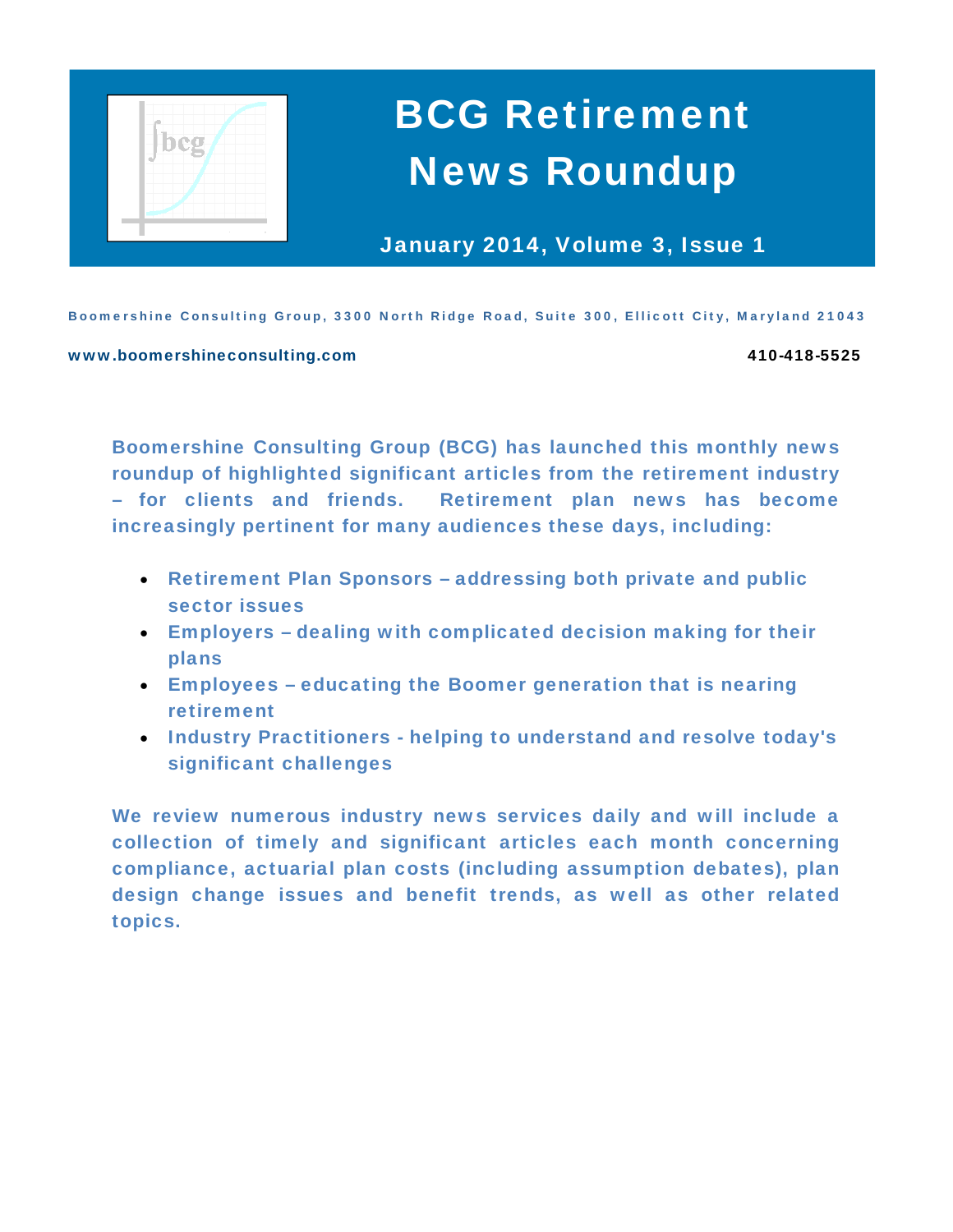# BCG Retirement News Roundup

**January 2014, Volume 3, Issue 1**

Boomershine Consulting Group, 3300 North Ridge Road, Suite 300, Ellicott City, Maryland 21043

www.boomershineconsulting.com 410-418-5525

**Boomershine Consulting Group (BCG) has launched this monthly news roundup of highlighted significant articles from the retirement industry – for clients and friends. Retirement plan news has become increasingly pertinent for many audiences these days, including:**

- **Retirement Plan Sponsors – addressing both private and public sector issues**
- **Employers – dealing with complicated decision making for their plans**
- **Employees – educating the Boomer generation that is nearing retirement**
- **Industry Practitioners - helping to understand and resolve today's significant challenges**

**We review numerous industry news services daily and will include a collection of timely and significant articles each month concerning compliance, actuarial plan costs (including assumption debates), plan design change issues and benefit trends, as well as other related topics.**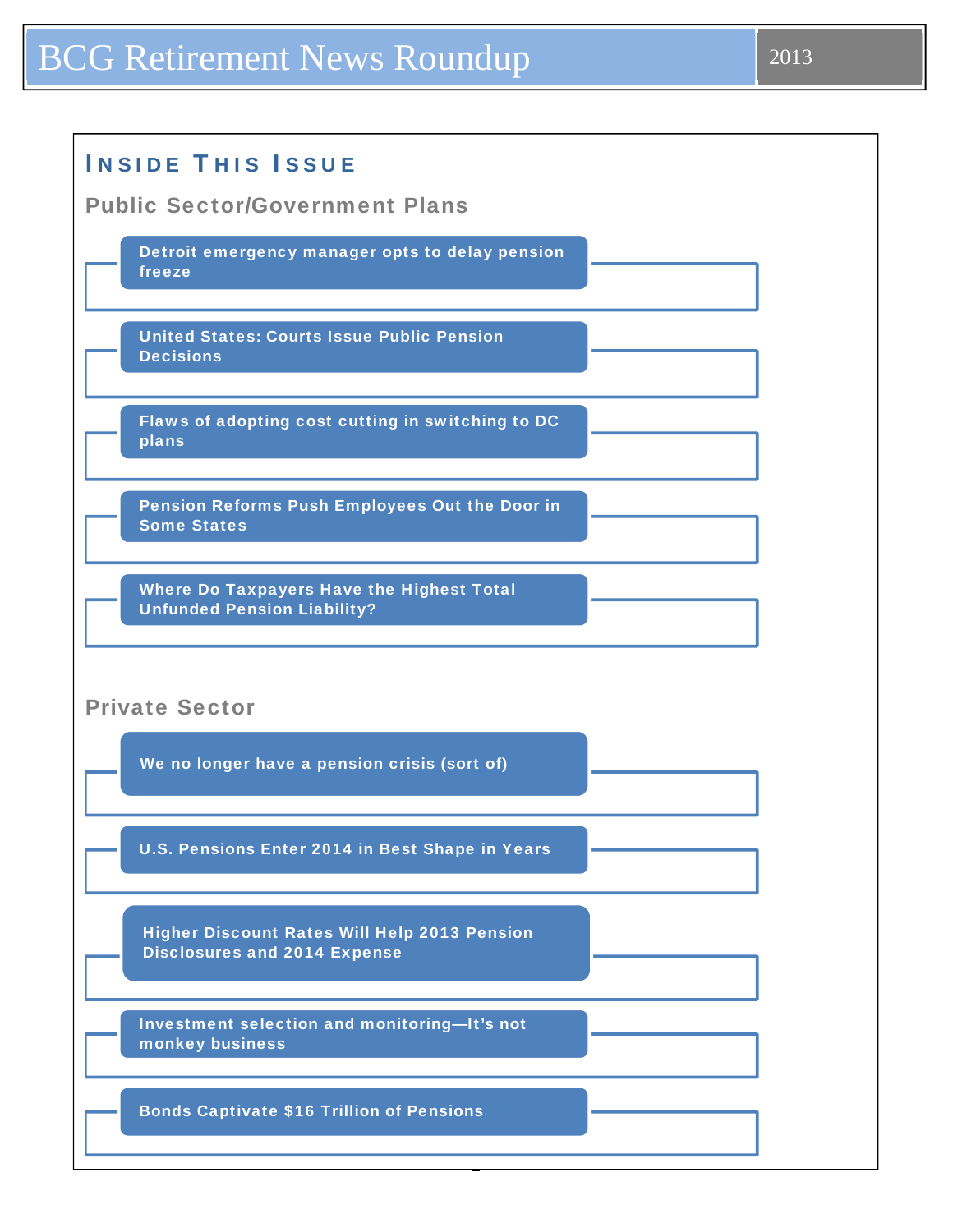## Inside This Issue

### Public Sector/Government Plans

- Detroit emergency manager opts to delay pension freeze
- United States: Courts Issue Public Pension Decisions
- Flaws of adopting cost cutting in switching to DC plans
- Pension Reforms Push Employees Out the Door in Some States
- Where Do Taxpayers Have the Highest Total Unfunded Pension Liability?

### Private Sector

- We no longer have a pension crisis (sort of)
- U.S. Pensions Enter 2014 in Best Shape in Years
- Higher Discount Rates Will Help 2013 Pension Disclosures and 2014 Expense
- Investment selection and monitoring—It's not monkey business
- Bonds Captivate $16 Trillion of Pensions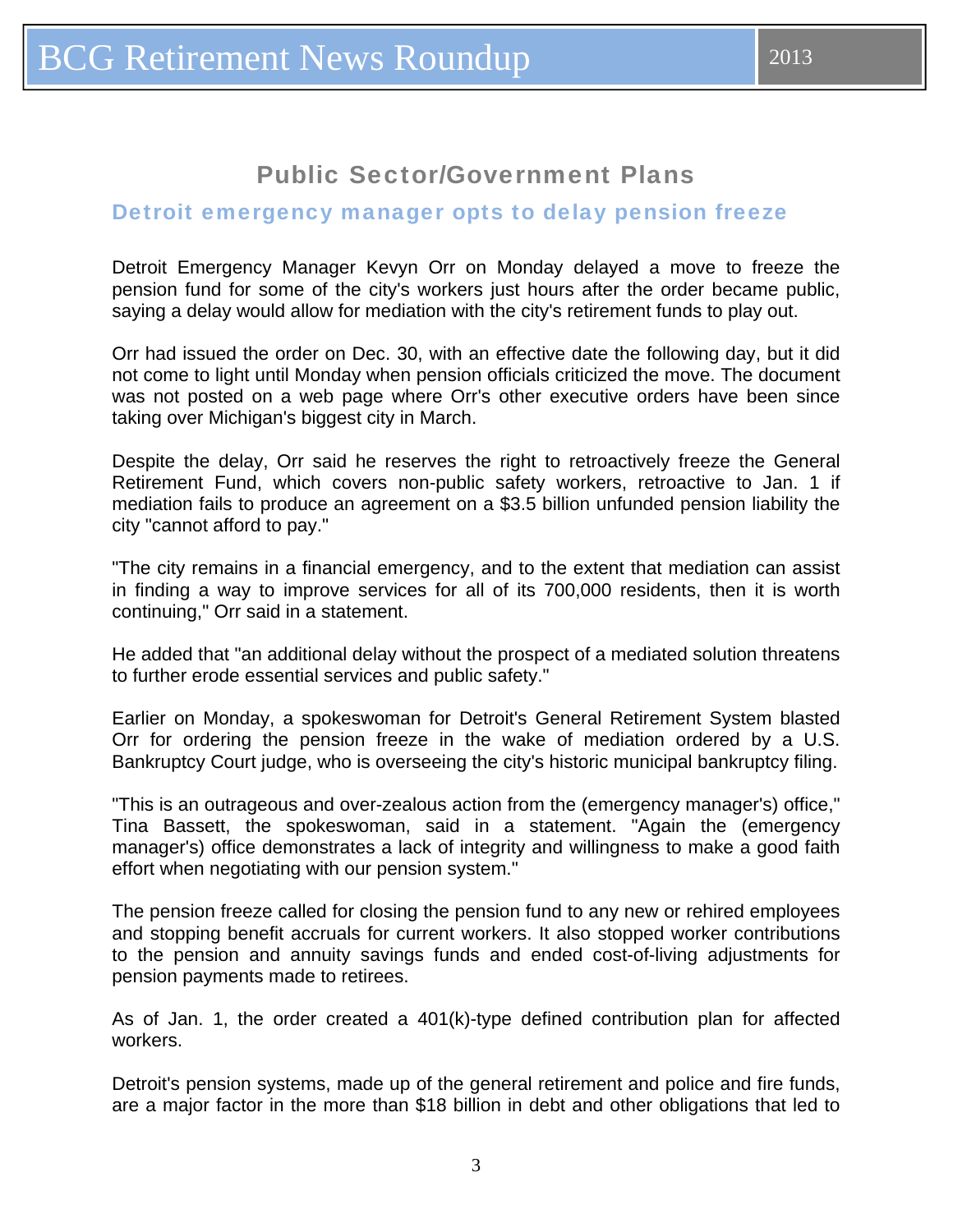## Public Sector/Government Plans

### Detroit emergency manager opts to delay pension freeze

Detroit Emergency Manager Kevyn Orr on Monday delayed a move to freeze the pension fund for some of the city's workers just hours after the order became public, saying a delay would allow for mediation with the city's retirement funds to play out.

Orr had issued the order on Dec. 30, with an effective date the following day, but it did not come to light until Monday when pension officials criticized the move. The document was not posted on a web page where Orr's other executive orders have been since taking over Michigan's biggest city in March.

Despite the delay, Orr said he reserves the right to retroactively freeze the General Retirement Fund, which covers non-public safety workers, retroactive to Jan. 1 if mediation fails to produce an agreement on a $3.5 billion unfunded pension liability the city "cannot afford to pay."

"The city remains in a financial emergency, and to the extent that mediation can assist in finding a way to improve services for all of its 700,000 residents, then it is worth continuing," Orr said in a statement.

He added that "an additional delay without the prospect of a mediated solution threatens to further erode essential services and public safety."

Earlier on Monday, a spokeswoman for Detroit's General Retirement System blasted Orr for ordering the pension freeze in the wake of mediation ordered by a U.S. Bankruptcy Court judge, who is overseeing the city's historic municipal bankruptcy filing.

"This is an outrageous and over-zealous action from the (emergency manager's) office," Tina Bassett, the spokeswoman, said in a statement. "Again the (emergency manager's) office demonstrates a lack of integrity and willingness to make a good faith effort when negotiating with our pension system."

The pension freeze called for closing the pension fund to any new or rehired employees and stopping benefit accruals for current workers. It also stopped worker contributions to the pension and annuity savings funds and ended cost-of-living adjustments for pension payments made to retirees.

As of Jan. 1, the order created a 401(k)-type defined contribution plan for affected workers.

Detroit's pension systems, made up of the general retirement and police and fire funds, are a major factor in the more than $18 billion in debt and other obligations that led to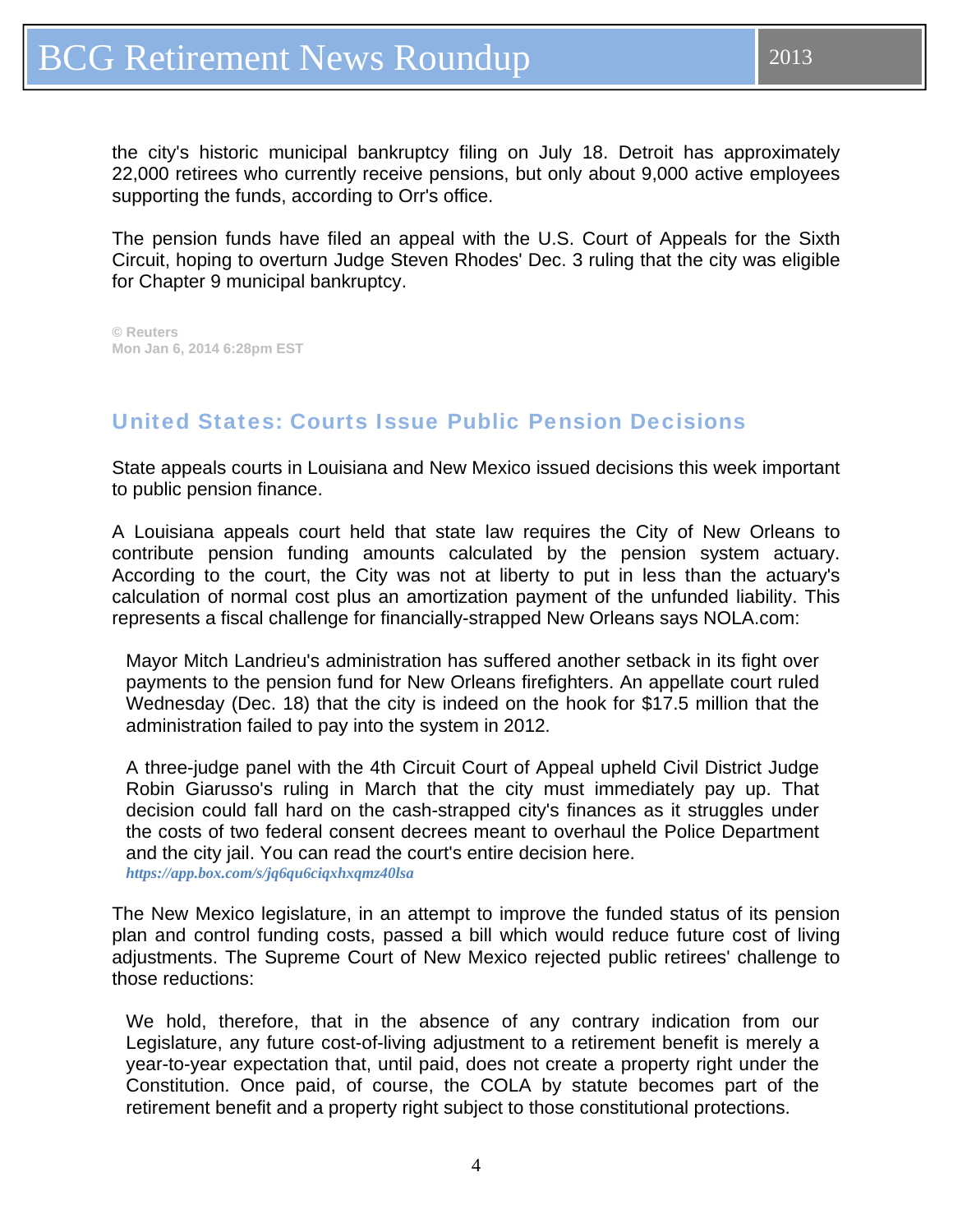the city's historic municipal bankruptcy filing on July 18. Detroit has approximately 22,000 retirees who currently receive pensions, but only about 9,000 active employees supporting the funds, according to Orr's office.

The pension funds have filed an appeal with the U.S. Court of Appeals for the Sixth Circuit, hoping to overturn Judge Steven Rhodes' Dec. 3 ruling that the city was eligible for Chapter 9 municipal bankruptcy.

**© Reuters**
**Mon Jan 6, 2014 6:28pm EST**

## United States: Courts Issue Public Pension Decisions

State appeals courts in Louisiana and New Mexico issued decisions this week important to public pension finance.

A Louisiana appeals court held that state law requires the City of New Orleans to contribute pension funding amounts calculated by the pension system actuary. According to the court, the City was not at liberty to put in less than the actuary's calculation of normal cost plus an amortization payment of the unfunded liability. This represents a fiscal challenge for financially-strapped New Orleans says NOLA.com:

> Mayor Mitch Landrieu's administration has suffered another setback in its fight over payments to the pension fund for New Orleans firefighters. An appellate court ruled Wednesday (Dec. 18) that the city is indeed on the hook for $17.5 million that the administration failed to pay into the system in 2012.
>
> A three-judge panel with the 4th Circuit Court of Appeal upheld Civil District Judge Robin Giarusso's ruling in March that the city must immediately pay up. That decision could fall hard on the cash-strapped city's finances as it struggles under the costs of two federal consent decrees meant to overhaul the Police Department and the city jail. You can read the court's entire decision here.
> ***https://app.box.com/s/jq6qu6ciqxhxqmz40lsa***

The New Mexico legislature, in an attempt to improve the funded status of its pension plan and control funding costs, passed a bill which would reduce future cost of living adjustments. The Supreme Court of New Mexico rejected public retirees' challenge to those reductions:

> We hold, therefore, that in the absence of any contrary indication from our Legislature, any future cost-of-living adjustment to a retirement benefit is merely a year-to-year expectation that, until paid, does not create a property right under the Constitution. Once paid, of course, the COLA by statute becomes part of the retirement benefit and a property right subject to those constitutional protections.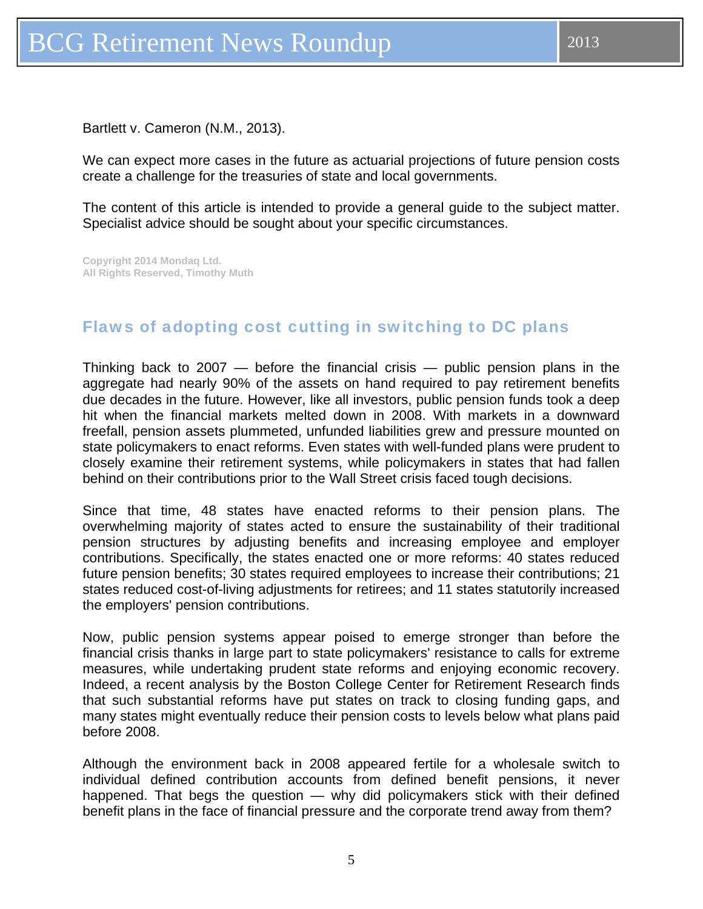Bartlett v. Cameron (N.M., 2013).

We can expect more cases in the future as actuarial projections of future pension costs create a challenge for the treasuries of state and local governments.

The content of this article is intended to provide a general guide to the subject matter. Specialist advice should be sought about your specific circumstances.

Copyright 2014 Mondaq Ltd.
All Rights Reserved, Timothy Muth

## Flaws of adopting cost cutting in switching to DC plans

Thinking back to 2007 — before the financial crisis — public pension plans in the aggregate had nearly 90% of the assets on hand required to pay retirement benefits due decades in the future. However, like all investors, public pension funds took a deep hit when the financial markets melted down in 2008. With markets in a downward freefall, pension assets plummeted, unfunded liabilities grew and pressure mounted on state policymakers to enact reforms. Even states with well-funded plans were prudent to closely examine their retirement systems, while policymakers in states that had fallen behind on their contributions prior to the Wall Street crisis faced tough decisions.

Since that time, 48 states have enacted reforms to their pension plans. The overwhelming majority of states acted to ensure the sustainability of their traditional pension structures by adjusting benefits and increasing employee and employer contributions. Specifically, the states enacted one or more reforms: 40 states reduced future pension benefits; 30 states required employees to increase their contributions; 21 states reduced cost-of-living adjustments for retirees; and 11 states statutorily increased the employers' pension contributions.

Now, public pension systems appear poised to emerge stronger than before the financial crisis thanks in large part to state policymakers' resistance to calls for extreme measures, while undertaking prudent state reforms and enjoying economic recovery. Indeed, a recent analysis by the Boston College Center for Retirement Research finds that such substantial reforms have put states on track to closing funding gaps, and many states might eventually reduce their pension costs to levels below what plans paid before 2008.

Although the environment back in 2008 appeared fertile for a wholesale switch to individual defined contribution accounts from defined benefit pensions, it never happened. That begs the question — why did policymakers stick with their defined benefit plans in the face of financial pressure and the corporate trend away from them?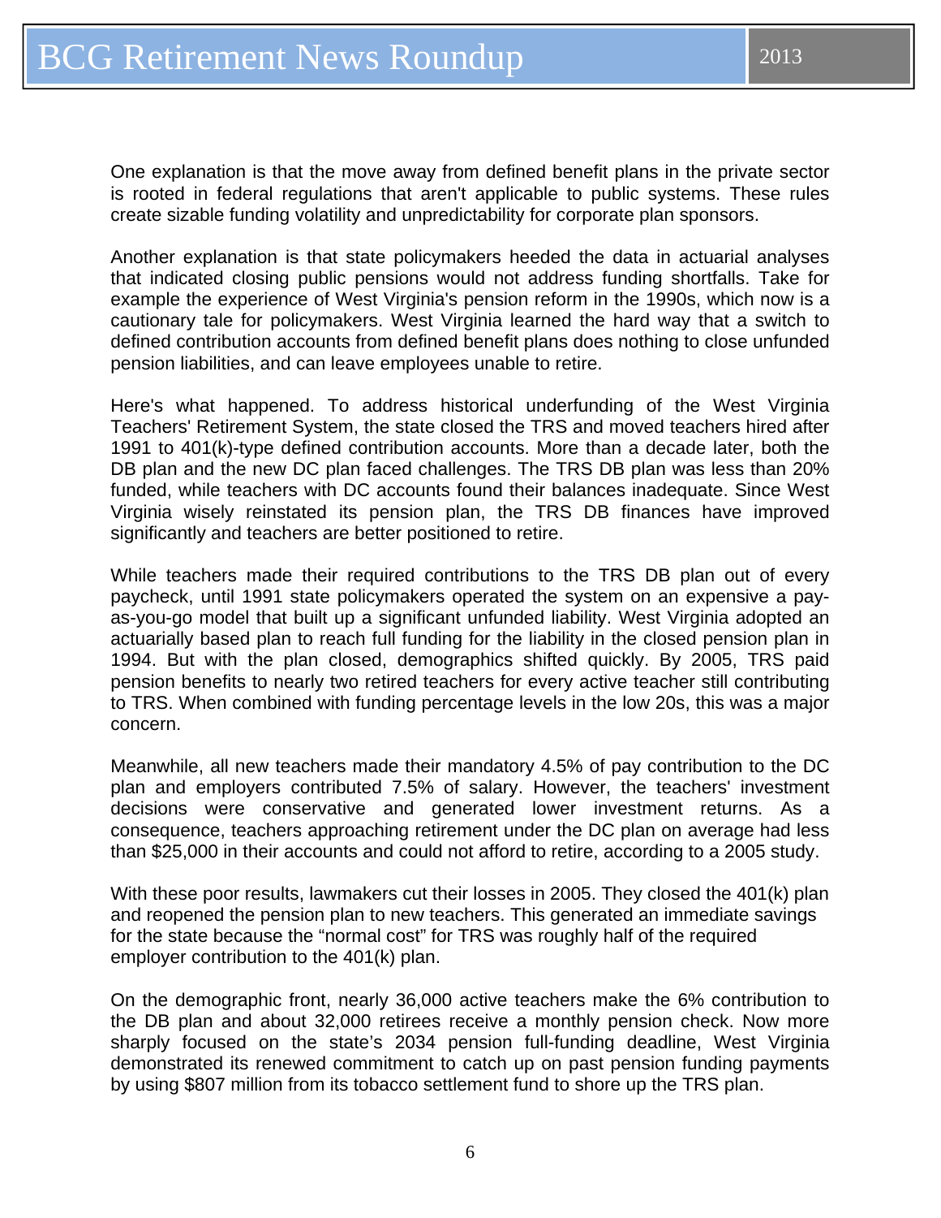One explanation is that the move away from defined benefit plans in the private sector is rooted in federal regulations that aren't applicable to public systems. These rules create sizable funding volatility and unpredictability for corporate plan sponsors.

Another explanation is that state policymakers heeded the data in actuarial analyses that indicated closing public pensions would not address funding shortfalls. Take for example the experience of West Virginia's pension reform in the 1990s, which now is a cautionary tale for policymakers. West Virginia learned the hard way that a switch to defined contribution accounts from defined benefit plans does nothing to close unfunded pension liabilities, and can leave employees unable to retire.

Here's what happened. To address historical underfunding of the West Virginia Teachers' Retirement System, the state closed the TRS and moved teachers hired after 1991 to 401(k)-type defined contribution accounts. More than a decade later, both the DB plan and the new DC plan faced challenges. The TRS DB plan was less than 20% funded, while teachers with DC accounts found their balances inadequate. Since West Virginia wisely reinstated its pension plan, the TRS DB finances have improved significantly and teachers are better positioned to retire.

While teachers made their required contributions to the TRS DB plan out of every paycheck, until 1991 state policymakers operated the system on an expensive a pay-as-you-go model that built up a significant unfunded liability. West Virginia adopted an actuarially based plan to reach full funding for the liability in the closed pension plan in 1994. But with the plan closed, demographics shifted quickly. By 2005, TRS paid pension benefits to nearly two retired teachers for every active teacher still contributing to TRS. When combined with funding percentage levels in the low 20s, this was a major concern.

Meanwhile, all new teachers made their mandatory 4.5% of pay contribution to the DC plan and employers contributed 7.5% of salary. However, the teachers' investment decisions were conservative and generated lower investment returns. As a consequence, teachers approaching retirement under the DC plan on average had less than $25,000 in their accounts and could not afford to retire, according to a 2005 study.

With these poor results, lawmakers cut their losses in 2005. They closed the 401(k) plan and reopened the pension plan to new teachers. This generated an immediate savings for the state because the "normal cost" for TRS was roughly half of the required employer contribution to the 401(k) plan.

On the demographic front, nearly 36,000 active teachers make the 6% contribution to the DB plan and about 32,000 retirees receive a monthly pension check. Now more sharply focused on the state's 2034 pension full-funding deadline, West Virginia demonstrated its renewed commitment to catch up on past pension funding payments by using $807 million from its tobacco settlement fund to shore up the TRS plan.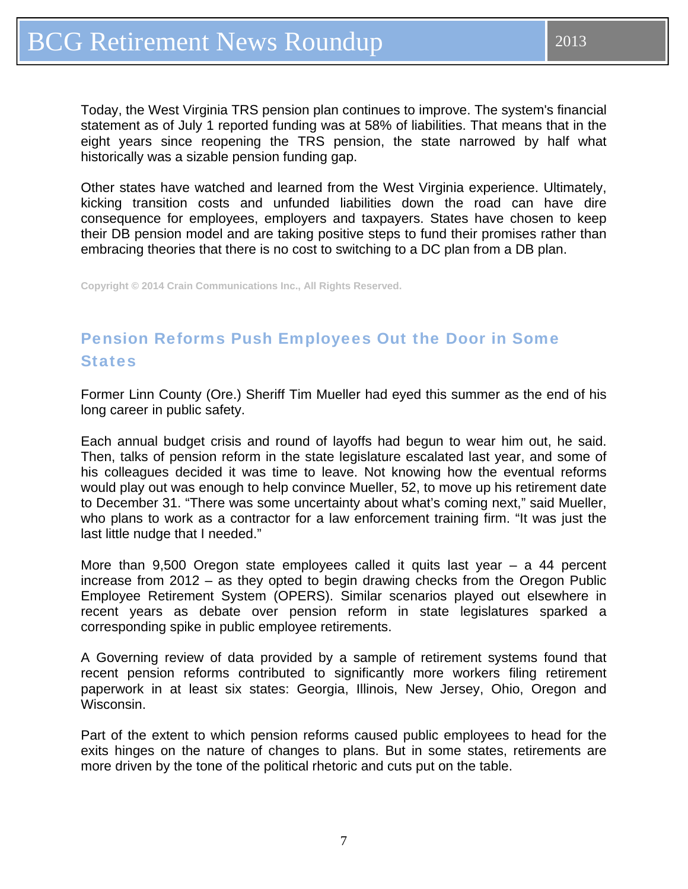Today, the West Virginia TRS pension plan continues to improve. The system's financial statement as of July 1 reported funding was at 58% of liabilities. That means that in the eight years since reopening the TRS pension, the state narrowed by half what historically was a sizable pension funding gap.

Other states have watched and learned from the West Virginia experience. Ultimately, kicking transition costs and unfunded liabilities down the road can have dire consequence for employees, employers and taxpayers. States have chosen to keep their DB pension model and are taking positive steps to fund their promises rather than embracing theories that there is no cost to switching to a DC plan from a DB plan.

Copyright © 2014 Crain Communications Inc., All Rights Reserved.

## Pension Reforms Push Employees Out the Door in Some States

Former Linn County (Ore.) Sheriff Tim Mueller had eyed this summer as the end of his long career in public safety.

Each annual budget crisis and round of layoffs had begun to wear him out, he said. Then, talks of pension reform in the state legislature escalated last year, and some of his colleagues decided it was time to leave. Not knowing how the eventual reforms would play out was enough to help convince Mueller, 52, to move up his retirement date to December 31. "There was some uncertainty about what's coming next," said Mueller, who plans to work as a contractor for a law enforcement training firm. "It was just the last little nudge that I needed."

More than 9,500 Oregon state employees called it quits last year – a 44 percent increase from 2012 – as they opted to begin drawing checks from the Oregon Public Employee Retirement System (OPERS). Similar scenarios played out elsewhere in recent years as debate over pension reform in state legislatures sparked a corresponding spike in public employee retirements.

A Governing review of data provided by a sample of retirement systems found that recent pension reforms contributed to significantly more workers filing retirement paperwork in at least six states: Georgia, Illinois, New Jersey, Ohio, Oregon and Wisconsin.

Part of the extent to which pension reforms caused public employees to head for the exits hinges on the nature of changes to plans. But in some states, retirements are more driven by the tone of the political rhetoric and cuts put on the table.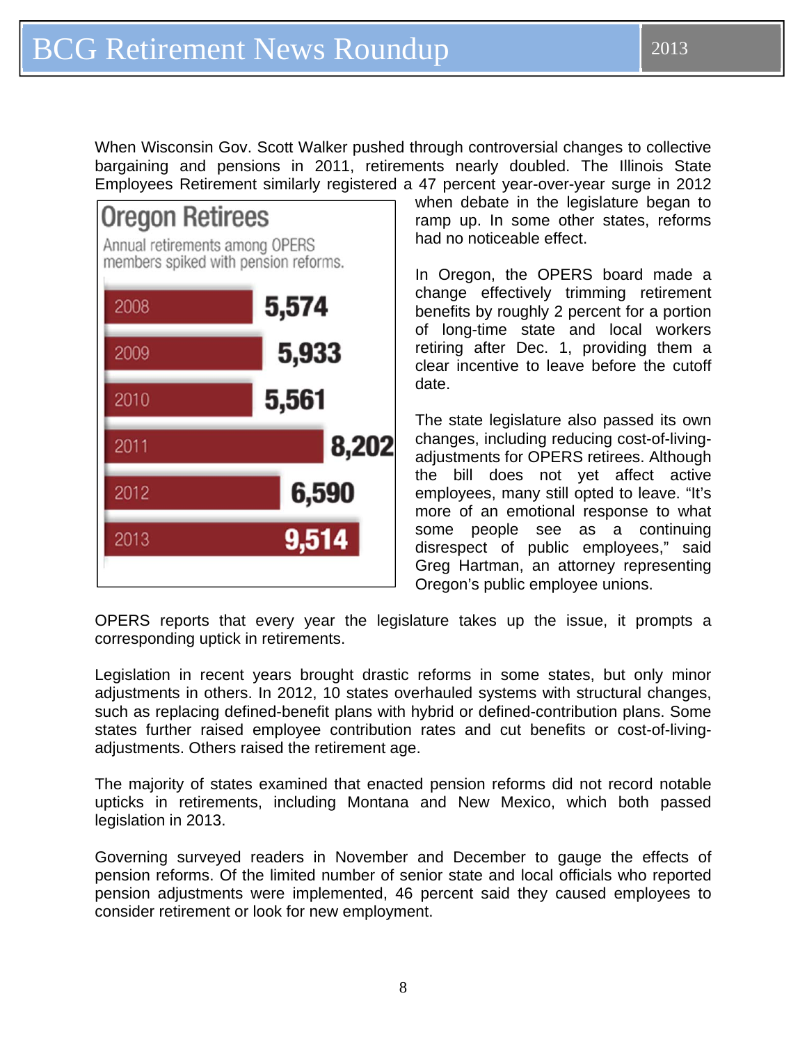When Wisconsin Gov. Scott Walker pushed through controversial changes to collective bargaining and pensions in 2011, retirements nearly doubled. The Illinois State Employees Retirement similarly registered a 47 percent year-over-year surge in 2012 when debate in the legislature began to ramp up. In some other states, reforms had no noticeable effect.

**Oregon Retirees**

Annual retirements among OPERS members spiked with pension reforms.

| Year | Retirements |
|---|---|
| 2008 | 5,574 |
| 2009 | 5,933 |
| 2010 | 5,561 |
| 2011 | 8,202 |
| 2012 | 6,590 |
| 2013 | 9,514 |

In Oregon, the OPERS board made a change effectively trimming retirement benefits by roughly 2 percent for a portion of long-time state and local workers retiring after Dec. 1, providing them a clear incentive to leave before the cutoff date.

The state legislature also passed its own changes, including reducing cost-of-living-adjustments for OPERS retirees. Although the bill does not yet affect active employees, many still opted to leave. "It's more of an emotional response to what some people see as a continuing disrespect of public employees," said Greg Hartman, an attorney representing Oregon's public employee unions.

OPERS reports that every year the legislature takes up the issue, it prompts a corresponding uptick in retirements.

Legislation in recent years brought drastic reforms in some states, but only minor adjustments in others. In 2012, 10 states overhauled systems with structural changes, such as replacing defined-benefit plans with hybrid or defined-contribution plans. Some states further raised employee contribution rates and cut benefits or cost-of-living-adjustments. Others raised the retirement age.

The majority of states examined that enacted pension reforms did not record notable upticks in retirements, including Montana and New Mexico, which both passed legislation in 2013.

Governing surveyed readers in November and December to gauge the effects of pension reforms. Of the limited number of senior state and local officials who reported pension adjustments were implemented, 46 percent said they caused employees to consider retirement or look for new employment.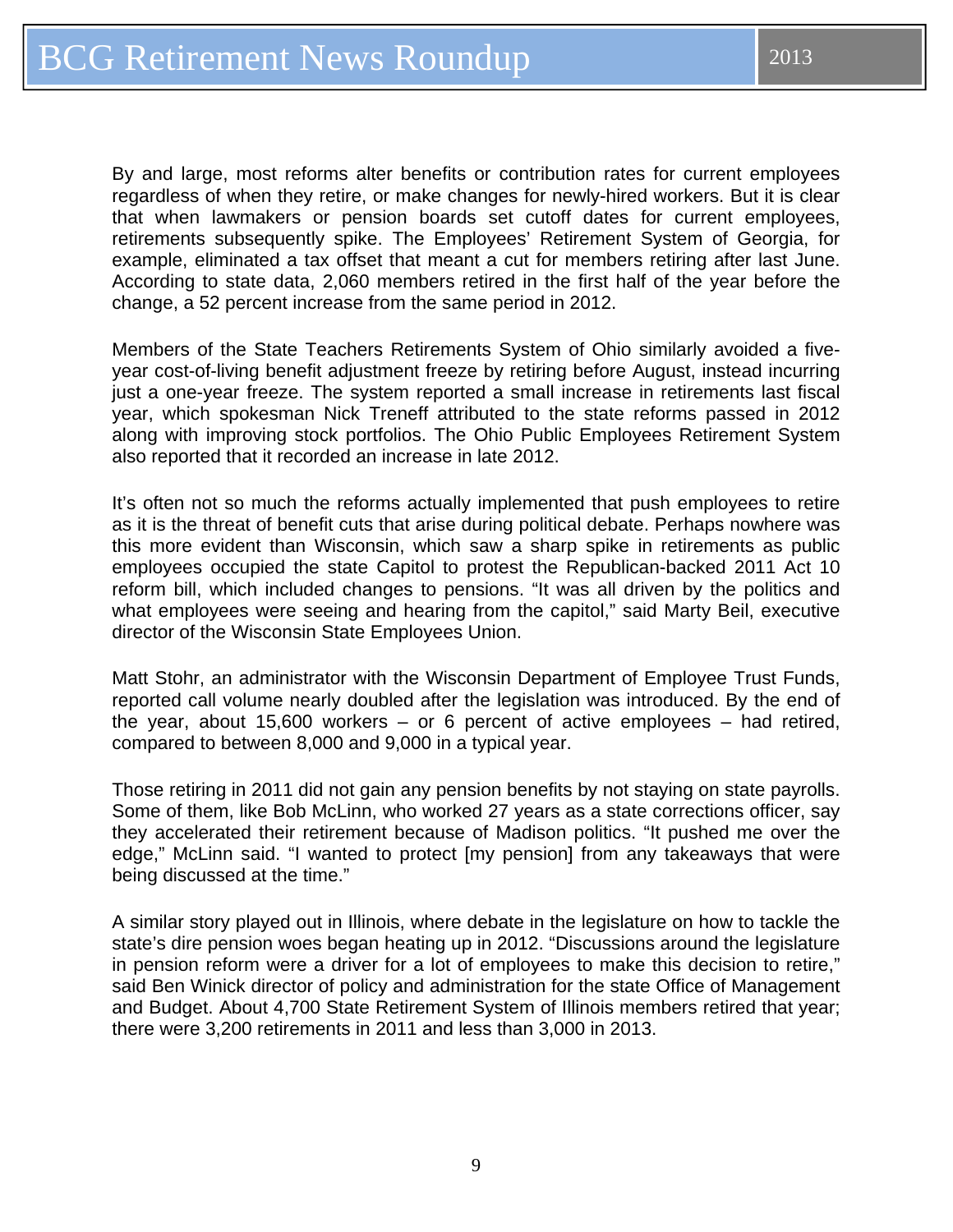By and large, most reforms alter benefits or contribution rates for current employees regardless of when they retire, or make changes for newly-hired workers. But it is clear that when lawmakers or pension boards set cutoff dates for current employees, retirements subsequently spike. The Employees' Retirement System of Georgia, for example, eliminated a tax offset that meant a cut for members retiring after last June. According to state data, 2,060 members retired in the first half of the year before the change, a 52 percent increase from the same period in 2012.

Members of the State Teachers Retirements System of Ohio similarly avoided a five-year cost-of-living benefit adjustment freeze by retiring before August, instead incurring just a one-year freeze. The system reported a small increase in retirements last fiscal year, which spokesman Nick Treneff attributed to the state reforms passed in 2012 along with improving stock portfolios. The Ohio Public Employees Retirement System also reported that it recorded an increase in late 2012.

It's often not so much the reforms actually implemented that push employees to retire as it is the threat of benefit cuts that arise during political debate. Perhaps nowhere was this more evident than Wisconsin, which saw a sharp spike in retirements as public employees occupied the state Capitol to protest the Republican-backed 2011 Act 10 reform bill, which included changes to pensions. "It was all driven by the politics and what employees were seeing and hearing from the capitol," said Marty Beil, executive director of the Wisconsin State Employees Union.

Matt Stohr, an administrator with the Wisconsin Department of Employee Trust Funds, reported call volume nearly doubled after the legislation was introduced. By the end of the year, about 15,600 workers – or 6 percent of active employees – had retired, compared to between 8,000 and 9,000 in a typical year.

Those retiring in 2011 did not gain any pension benefits by not staying on state payrolls. Some of them, like Bob McLinn, who worked 27 years as a state corrections officer, say they accelerated their retirement because of Madison politics. "It pushed me over the edge," McLinn said. "I wanted to protect [my pension] from any takeaways that were being discussed at the time."

A similar story played out in Illinois, where debate in the legislature on how to tackle the state's dire pension woes began heating up in 2012. "Discussions around the legislature in pension reform were a driver for a lot of employees to make this decision to retire," said Ben Winick director of policy and administration for the state Office of Management and Budget. About 4,700 State Retirement System of Illinois members retired that year; there were 3,200 retirements in 2011 and less than 3,000 in 2013.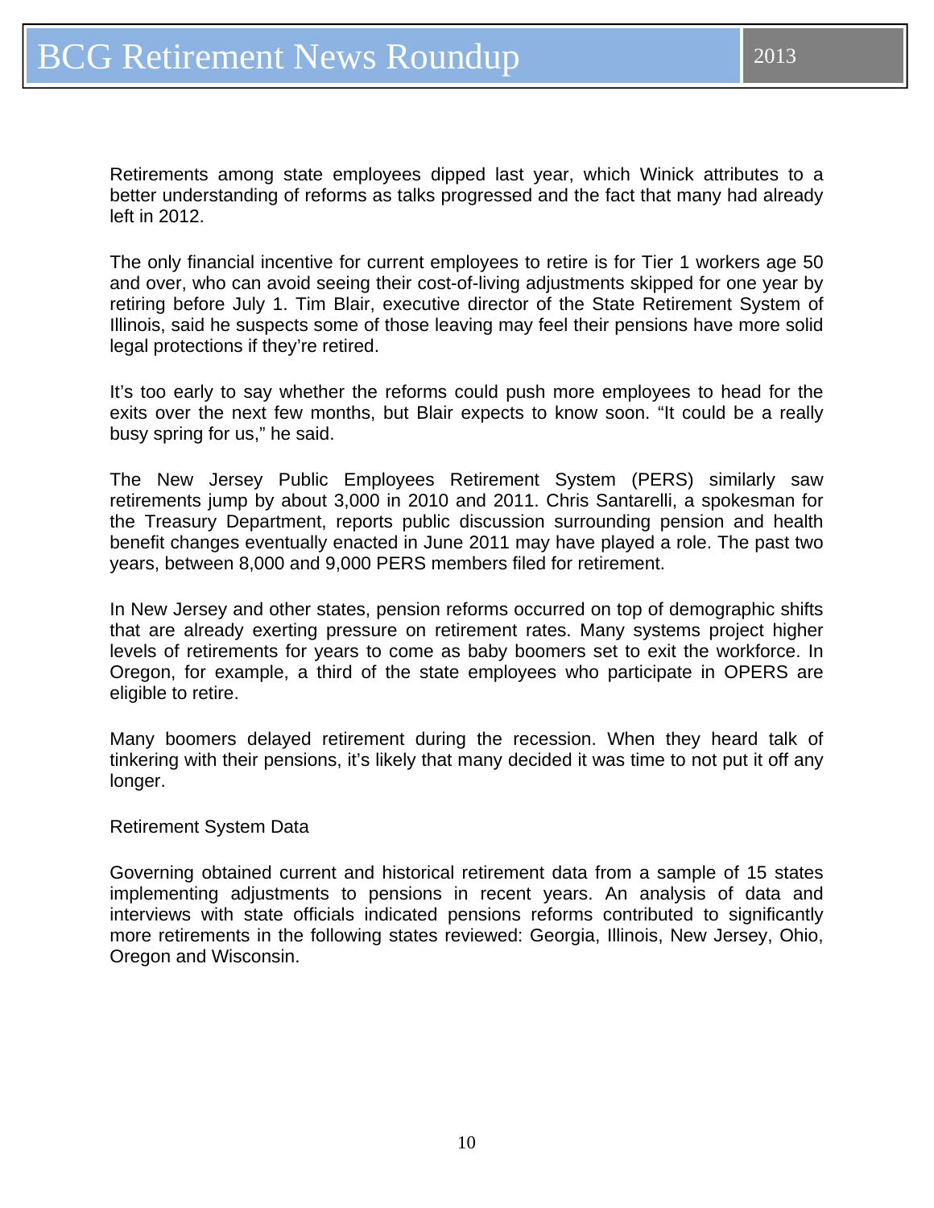Retirements among state employees dipped last year, which Winick attributes to a better understanding of reforms as talks progressed and the fact that many had already left in 2012.

The only financial incentive for current employees to retire is for Tier 1 workers age 50 and over, who can avoid seeing their cost-of-living adjustments skipped for one year by retiring before July 1. Tim Blair, executive director of the State Retirement System of Illinois, said he suspects some of those leaving may feel their pensions have more solid legal protections if they're retired.

It's too early to say whether the reforms could push more employees to head for the exits over the next few months, but Blair expects to know soon. "It could be a really busy spring for us," he said.

The New Jersey Public Employees Retirement System (PERS) similarly saw retirements jump by about 3,000 in 2010 and 2011. Chris Santarelli, a spokesman for the Treasury Department, reports public discussion surrounding pension and health benefit changes eventually enacted in June 2011 may have played a role. The past two years, between 8,000 and 9,000 PERS members filed for retirement.

In New Jersey and other states, pension reforms occurred on top of demographic shifts that are already exerting pressure on retirement rates. Many systems project higher levels of retirements for years to come as baby boomers set to exit the workforce. In Oregon, for example, a third of the state employees who participate in OPERS are eligible to retire.

Many boomers delayed retirement during the recession. When they heard talk of tinkering with their pensions, it's likely that many decided it was time to not put it off any longer.

Retirement System Data

Governing obtained current and historical retirement data from a sample of 15 states implementing adjustments to pensions in recent years. An analysis of data and interviews with state officials indicated pensions reforms contributed to significantly more retirements in the following states reviewed: Georgia, Illinois, New Jersey, Ohio, Oregon and Wisconsin.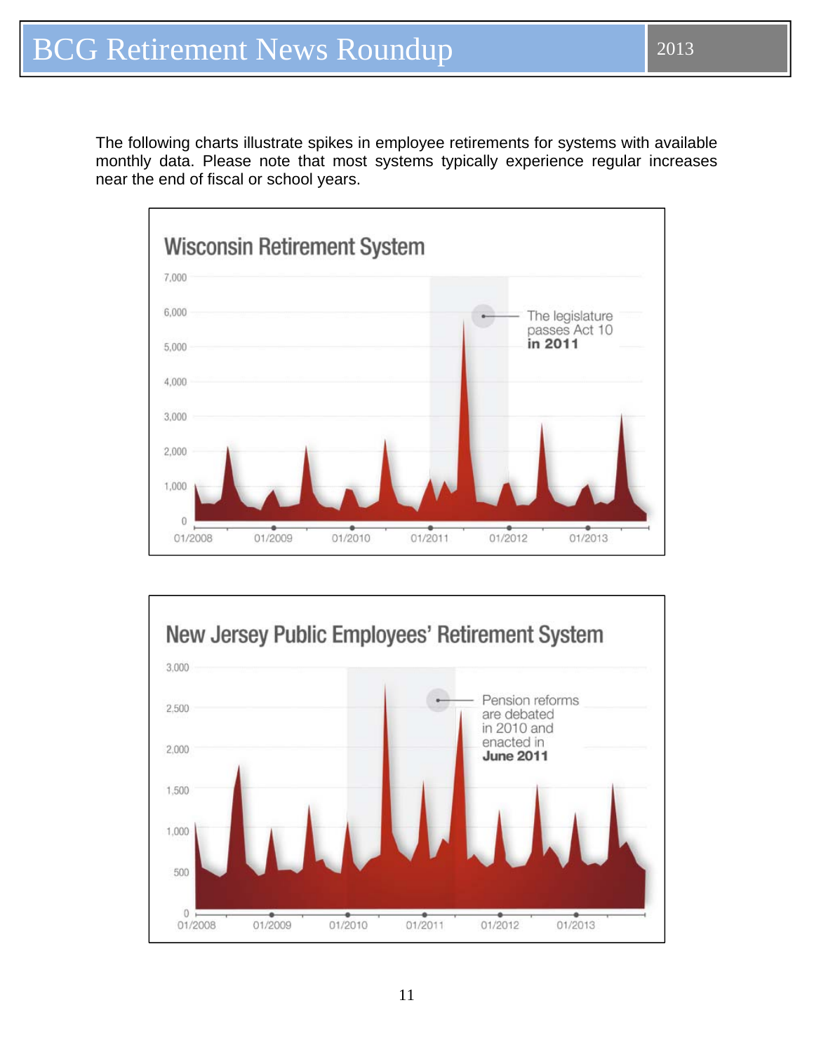The following charts illustrate spikes in employee retirements for systems with available monthly data. Please note that most systems typically experience regular increases near the end of fiscal or school years.

### Wisconsin Retirement System

The legislature passes Act 10 **in 2011**

### New Jersey Public Employees' Retirement System

Pension reforms are debated in 2010 and enacted in **June 2011**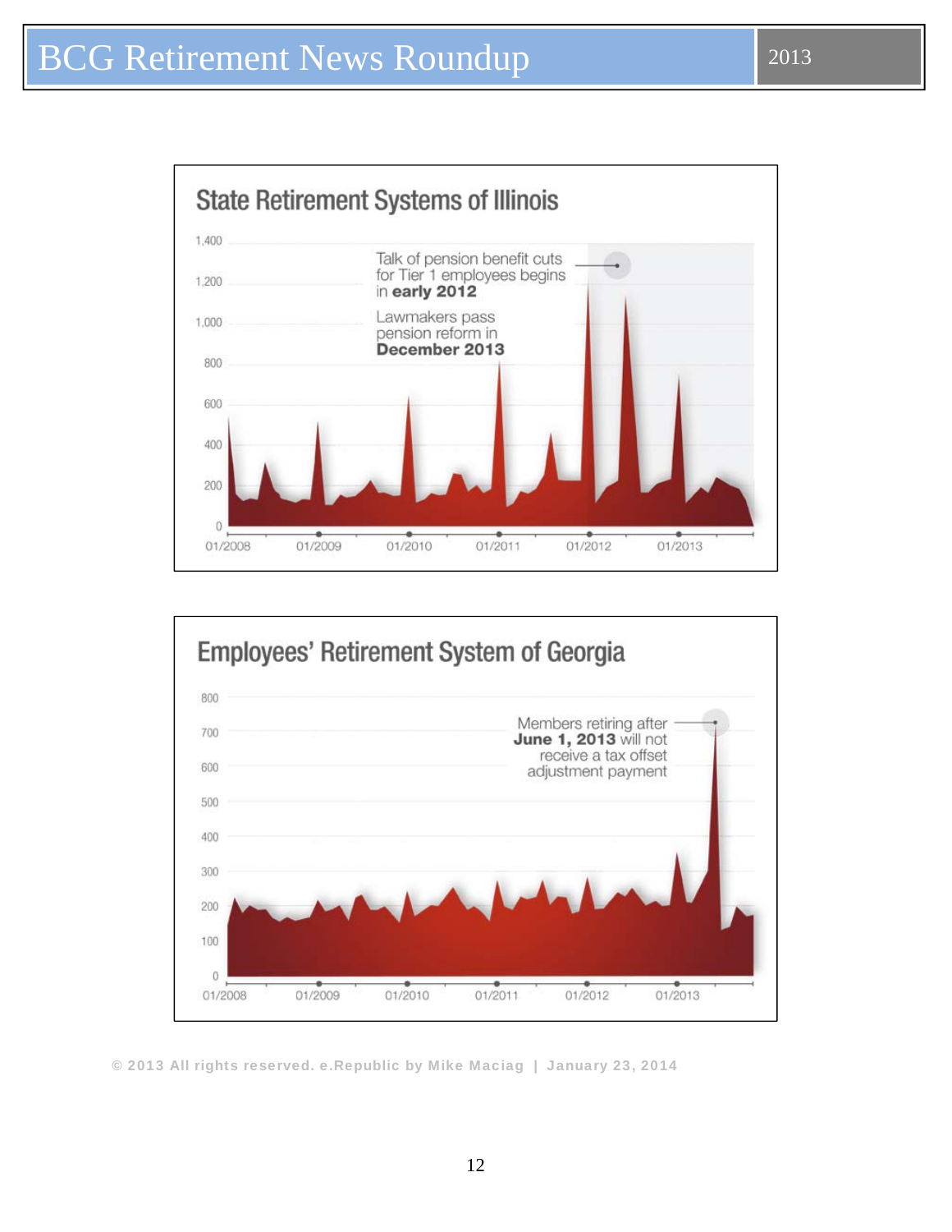## State Retirement Systems of Illinois

Talk of pension benefit cuts for Tier 1 employees begins in **early 2012**

Lawmakers pass pension reform in **December 2013**

1,400
1,200
1,000
800
600
400
200
0

01/2008 01/2009 01/2010 01/2011 01/2012 01/2013

## Employees' Retirement System of Georgia

Members retiring after **June 1, 2013** will not receive a tax offset adjustment payment

800
700
600
500
400
300
200
100
0

01/2008 01/2009 01/2010 01/2011 01/2012 01/2013

© 2013 All rights reserved. e.Republic by Mike Maciag | January 23, 2014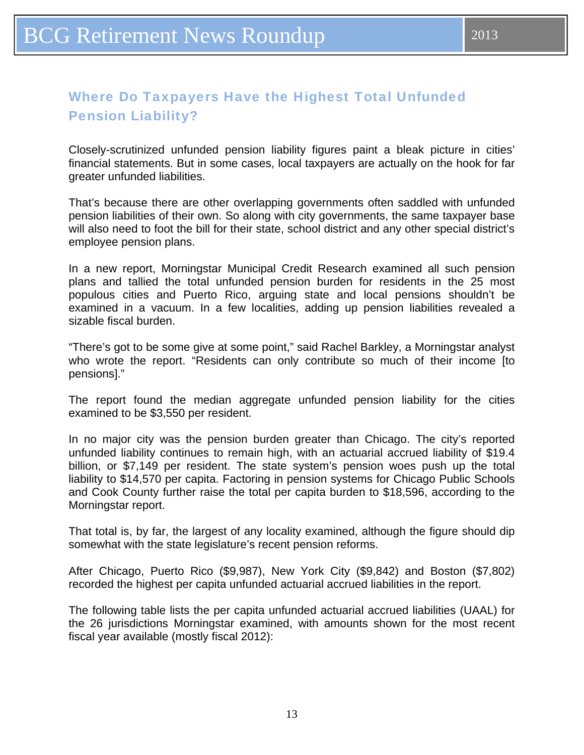## Where Do Taxpayers Have the Highest Total Unfunded Pension Liability?

Closely-scrutinized unfunded pension liability figures paint a bleak picture in cities' financial statements. But in some cases, local taxpayers are actually on the hook for far greater unfunded liabilities.

That's because there are other overlapping governments often saddled with unfunded pension liabilities of their own. So along with city governments, the same taxpayer base will also need to foot the bill for their state, school district and any other special district's employee pension plans.

In a new report, Morningstar Municipal Credit Research examined all such pension plans and tallied the total unfunded pension burden for residents in the 25 most populous cities and Puerto Rico, arguing state and local pensions shouldn't be examined in a vacuum. In a few localities, adding up pension liabilities revealed a sizable fiscal burden.

"There's got to be some give at some point," said Rachel Barkley, a Morningstar analyst who wrote the report. "Residents can only contribute so much of their income [to pensions]."

The report found the median aggregate unfunded pension liability for the cities examined to be $3,550 per resident.

In no major city was the pension burden greater than Chicago. The city's reported unfunded liability continues to remain high, with an actuarial accrued liability of $19.4 billion, or $7,149 per resident. The state system's pension woes push up the total liability to $14,570 per capita. Factoring in pension systems for Chicago Public Schools and Cook County further raise the total per capita burden to $18,596, according to the Morningstar report.

That total is, by far, the largest of any locality examined, although the figure should dip somewhat with the state legislature's recent pension reforms.

After Chicago, Puerto Rico ($9,987), New York City ($9,842) and Boston ($7,802) recorded the highest per capita unfunded actuarial accrued liabilities in the report.

The following table lists the per capita unfunded actuarial accrued liabilities (UAAL) for the 26 jurisdictions Morningstar examined, with amounts shown for the most recent fiscal year available (mostly fiscal 2012):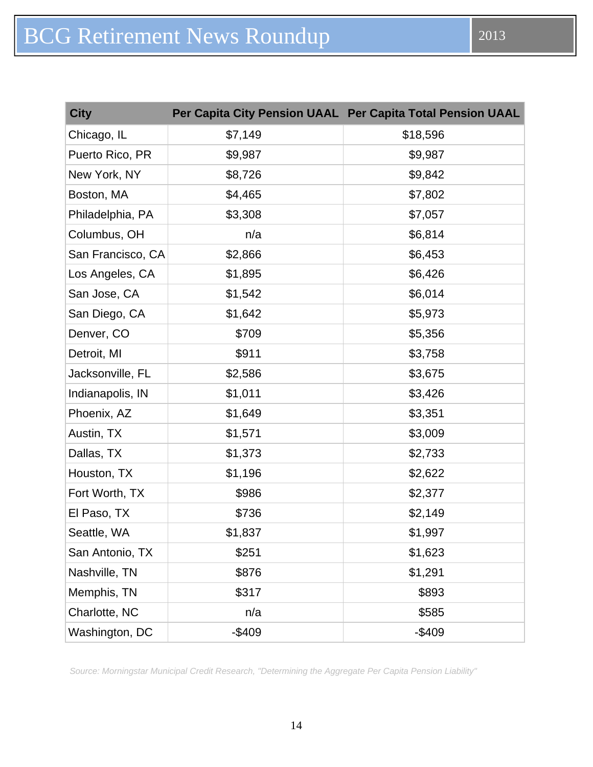| City | Per Capita City Pension UAAL | Per Capita Total Pension UAAL |
|---|---|---|
| Chicago, IL | $7,149 | $18,596 |
| Puerto Rico, PR | $9,987 | $9,987 |
| New York, NY | $8,726 | $9,842 |
| Boston, MA | $4,465 | $7,802 |
| Philadelphia, PA | $3,308 | $7,057 |
| Columbus, OH | n/a | $6,814 |
| San Francisco, CA | $2,866 | $6,453 |
| Los Angeles, CA | $1,895 | $6,426 |
| San Jose, CA | $1,542 | $6,014 |
| San Diego, CA | $1,642 | $5,973 |
| Denver, CO | $709 | $5,356 |
| Detroit, MI | $911 | $3,758 |
| Jacksonville, FL | $2,586 | $3,675 |
| Indianapolis, IN | $1,011 | $3,426 |
| Phoenix, AZ | $1,649 | $3,351 |
| Austin, TX | $1,571 | $3,009 |
| Dallas, TX | $1,373 | $2,733 |
| Houston, TX | $1,196 | $2,622 |
| Fort Worth, TX | $986 | $2,377 |
| El Paso, TX | $736 | $2,149 |
| Seattle, WA | $1,837 | $1,997 |
| San Antonio, TX | $251 | $1,623 |
| Nashville, TN | $876 | $1,291 |
| Memphis, TN | $317 | $893 |
| Charlotte, NC | n/a | $585 |
| Washington, DC | -$409 | -$409 |

*Source: Morningstar Municipal Credit Research, "Determining the Aggregate Per Capita Pension Liability"*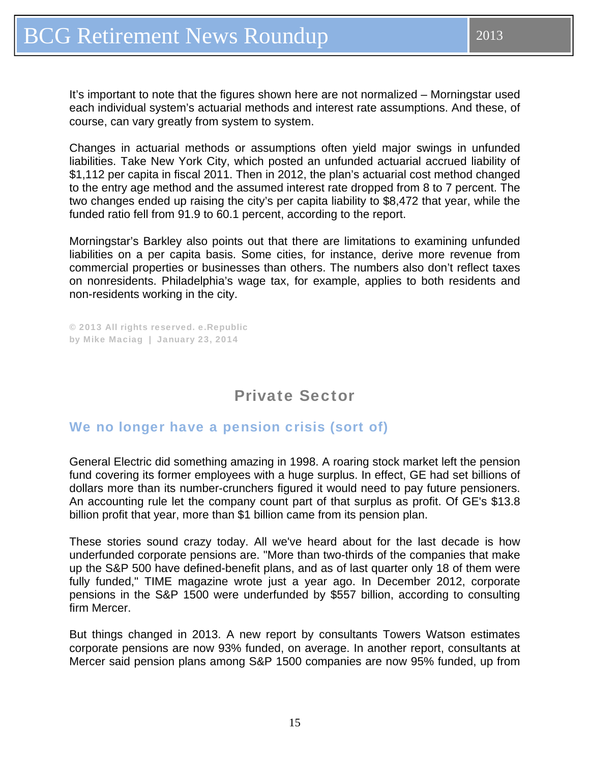It's important to note that the figures shown here are not normalized – Morningstar used each individual system's actuarial methods and interest rate assumptions. And these, of course, can vary greatly from system to system.

Changes in actuarial methods or assumptions often yield major swings in unfunded liabilities. Take New York City, which posted an unfunded actuarial accrued liability of $1,112 per capita in fiscal 2011. Then in 2012, the plan's actuarial cost method changed to the entry age method and the assumed interest rate dropped from 8 to 7 percent. The two changes ended up raising the city's per capita liability to $8,472 that year, while the funded ratio fell from 91.9 to 60.1 percent, according to the report.

Morningstar's Barkley also points out that there are limitations to examining unfunded liabilities on a per capita basis. Some cities, for instance, derive more revenue from commercial properties or businesses than others. The numbers also don't reflect taxes on nonresidents. Philadelphia's wage tax, for example, applies to both residents and non-residents working in the city.

**© 2013 All rights reserved. e.Republic**
**by Mike Maciag | January 23, 2014**

## Private Sector

### We no longer have a pension crisis (sort of)

General Electric did something amazing in 1998. A roaring stock market left the pension fund covering its former employees with a huge surplus. In effect, GE had set billions of dollars more than its number-crunchers figured it would need to pay future pensioners. An accounting rule let the company count part of that surplus as profit. Of GE's $13.8 billion profit that year, more than $1 billion came from its pension plan.

These stories sound crazy today. All we've heard about for the last decade is how underfunded corporate pensions are. "More than two-thirds of the companies that make up the S&P 500 have defined-benefit plans, and as of last quarter only 18 of them were fully funded," TIME magazine wrote just a year ago. In December 2012, corporate pensions in the S&P 1500 were underfunded by $557 billion, according to consulting firm Mercer.

But things changed in 2013. A new report by consultants Towers Watson estimates corporate pensions are now 93% funded, on average. In another report, consultants at Mercer said pension plans among S&P 1500 companies are now 95% funded, up from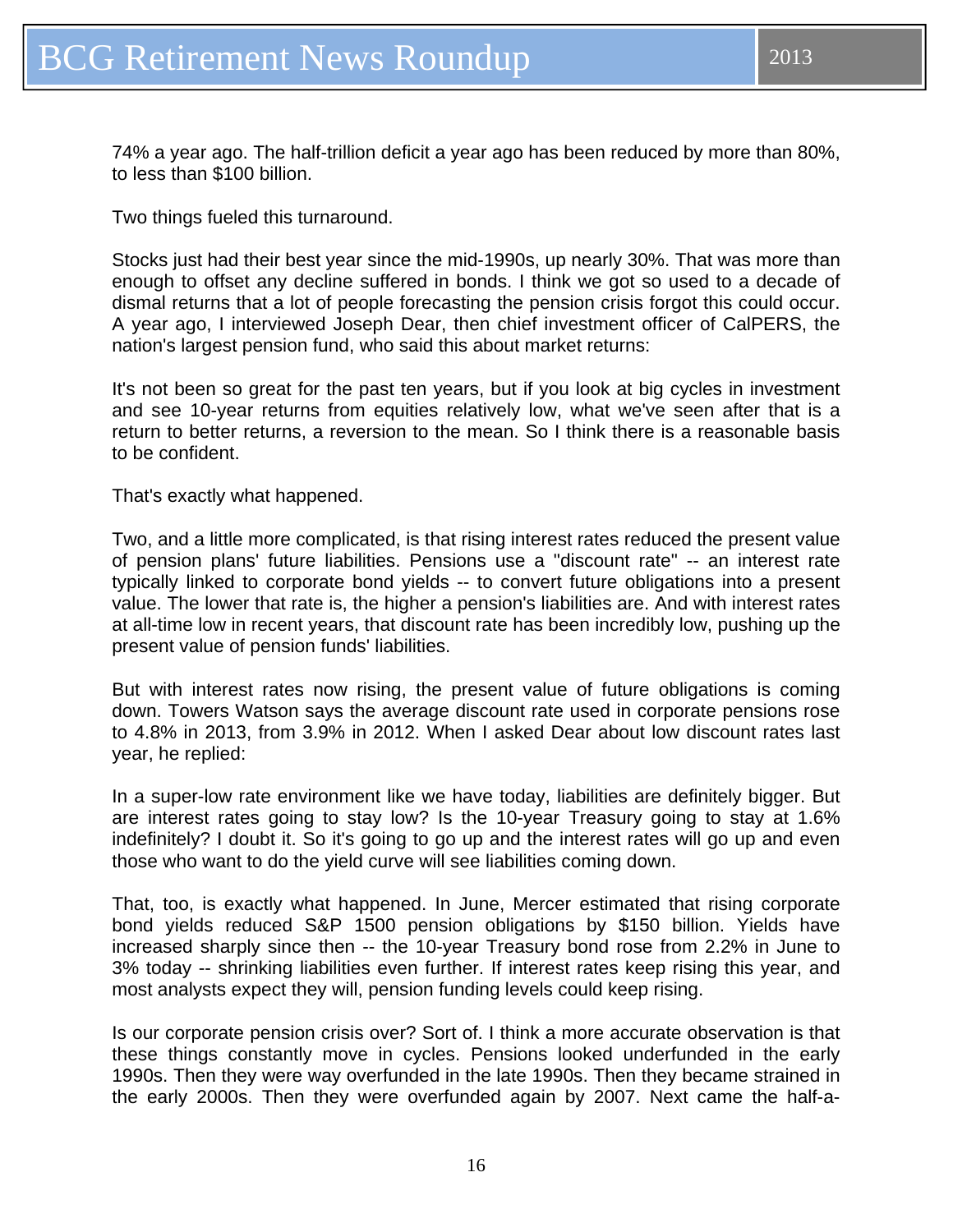74% a year ago. The half-trillion deficit a year ago has been reduced by more than 80%, to less than $100 billion.

Two things fueled this turnaround.

Stocks just had their best year since the mid-1990s, up nearly 30%. That was more than enough to offset any decline suffered in bonds. I think we got so used to a decade of dismal returns that a lot of people forecasting the pension crisis forgot this could occur. A year ago, I interviewed Joseph Dear, then chief investment officer of CalPERS, the nation's largest pension fund, who said this about market returns:

It's not been so great for the past ten years, but if you look at big cycles in investment and see 10-year returns from equities relatively low, what we've seen after that is a return to better returns, a reversion to the mean. So I think there is a reasonable basis to be confident.

That's exactly what happened.

Two, and a little more complicated, is that rising interest rates reduced the present value of pension plans' future liabilities. Pensions use a "discount rate" -- an interest rate typically linked to corporate bond yields -- to convert future obligations into a present value. The lower that rate is, the higher a pension's liabilities are. And with interest rates at all-time low in recent years, that discount rate has been incredibly low, pushing up the present value of pension funds' liabilities.

But with interest rates now rising, the present value of future obligations is coming down. Towers Watson says the average discount rate used in corporate pensions rose to 4.8% in 2013, from 3.9% in 2012. When I asked Dear about low discount rates last year, he replied:

In a super-low rate environment like we have today, liabilities are definitely bigger. But are interest rates going to stay low? Is the 10-year Treasury going to stay at 1.6% indefinitely? I doubt it. So it's going to go up and the interest rates will go up and even those who want to do the yield curve will see liabilities coming down.

That, too, is exactly what happened. In June, Mercer estimated that rising corporate bond yields reduced S&P 1500 pension obligations by $150 billion. Yields have increased sharply since then -- the 10-year Treasury bond rose from 2.2% in June to 3% today -- shrinking liabilities even further. If interest rates keep rising this year, and most analysts expect they will, pension funding levels could keep rising.

Is our corporate pension crisis over? Sort of. I think a more accurate observation is that these things constantly move in cycles. Pensions looked underfunded in the early 1990s. Then they were way overfunded in the late 1990s. Then they became strained in the early 2000s. Then they were overfunded again by 2007. Next came the half-a-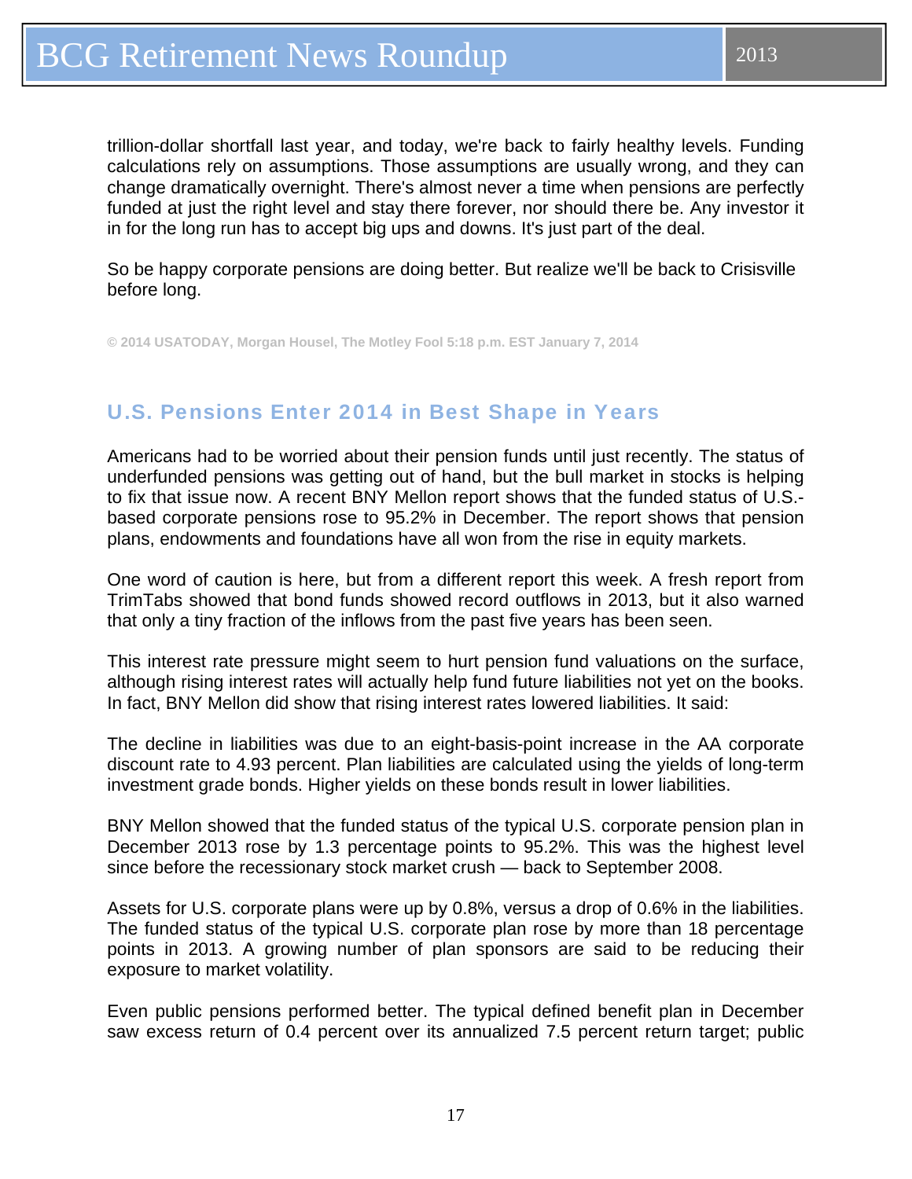trillion-dollar shortfall last year, and today, we're back to fairly healthy levels. Funding calculations rely on assumptions. Those assumptions are usually wrong, and they can change dramatically overnight. There's almost never a time when pensions are perfectly funded at just the right level and stay there forever, nor should there be. Any investor it in for the long run has to accept big ups and downs. It's just part of the deal.

So be happy corporate pensions are doing better. But realize we'll be back to Crisisville before long.

© 2014 USATODAY, Morgan Housel, The Motley Fool 5:18 p.m. EST January 7, 2014

## U.S. Pensions Enter 2014 in Best Shape in Years

Americans had to be worried about their pension funds until just recently. The status of underfunded pensions was getting out of hand, but the bull market in stocks is helping to fix that issue now. A recent BNY Mellon report shows that the funded status of U.S.-based corporate pensions rose to 95.2% in December. The report shows that pension plans, endowments and foundations have all won from the rise in equity markets.

One word of caution is here, but from a different report this week. A fresh report from TrimTabs showed that bond funds showed record outflows in 2013, but it also warned that only a tiny fraction of the inflows from the past five years has been seen.

This interest rate pressure might seem to hurt pension fund valuations on the surface, although rising interest rates will actually help fund future liabilities not yet on the books. In fact, BNY Mellon did show that rising interest rates lowered liabilities. It said:

The decline in liabilities was due to an eight-basis-point increase in the AA corporate discount rate to 4.93 percent. Plan liabilities are calculated using the yields of long-term investment grade bonds. Higher yields on these bonds result in lower liabilities.

BNY Mellon showed that the funded status of the typical U.S. corporate pension plan in December 2013 rose by 1.3 percentage points to 95.2%. This was the highest level since before the recessionary stock market crush — back to September 2008.

Assets for U.S. corporate plans were up by 0.8%, versus a drop of 0.6% in the liabilities. The funded status of the typical U.S. corporate plan rose by more than 18 percentage points in 2013. A growing number of plan sponsors are said to be reducing their exposure to market volatility.

Even public pensions performed better. The typical defined benefit plan in December saw excess return of 0.4 percent over its annualized 7.5 percent return target; public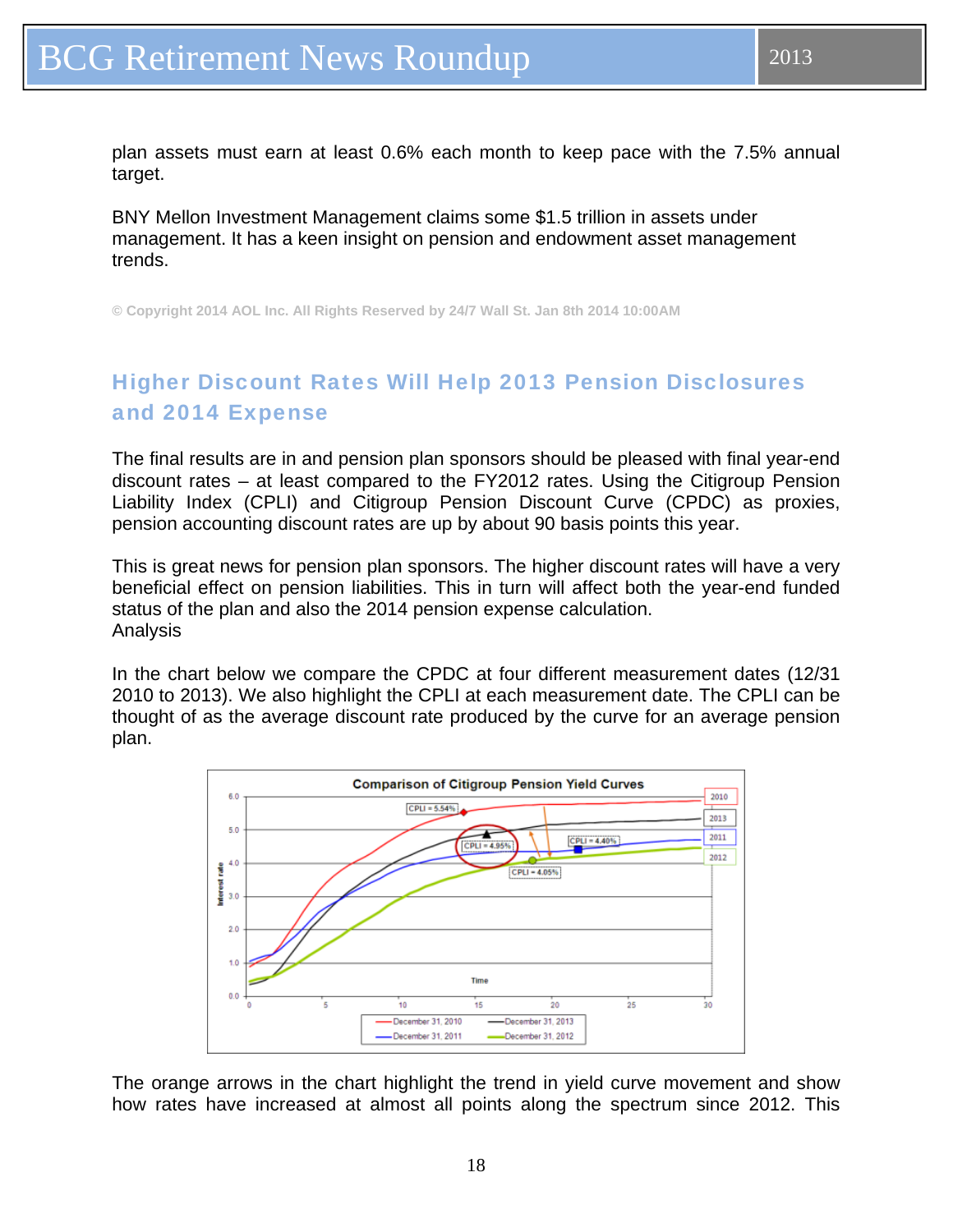plan assets must earn at least 0.6% each month to keep pace with the 7.5% annual target.

BNY Mellon Investment Management claims some $1.5 trillion in assets under management. It has a keen insight on pension and endowment asset management trends.

© Copyright 2014 AOL Inc. All Rights Reserved by 24/7 Wall St. Jan 8th 2014 10:00AM

## Higher Discount Rates Will Help 2013 Pension Disclosures and 2014 Expense

The final results are in and pension plan sponsors should be pleased with final year-end discount rates – at least compared to the FY2012 rates. Using the Citigroup Pension Liability Index (CPLI) and Citigroup Pension Discount Curve (CPDC) as proxies, pension accounting discount rates are up by about 90 basis points this year.

This is great news for pension plan sponsors. The higher discount rates will have a very beneficial effect on pension liabilities. This in turn will affect both the year-end funded status of the plan and also the 2014 pension expense calculation.
Analysis

In the chart below we compare the CPDC at four different measurement dates (12/31 2010 to 2013). We also highlight the CPLI at each measurement date. The CPLI can be thought of as the average discount rate produced by the curve for an average pension plan.

The orange arrows in the chart highlight the trend in yield curve movement and show how rates have increased at almost all points along the spectrum since 2012. This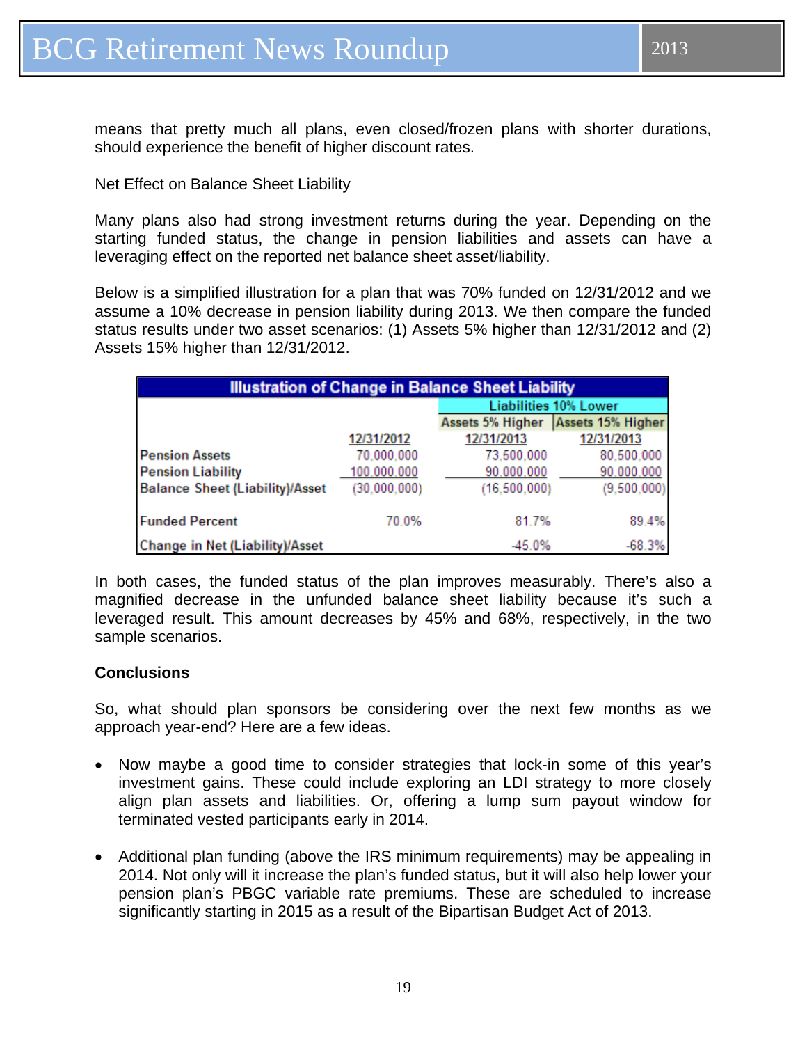means that pretty much all plans, even closed/frozen plans with shorter durations, should experience the benefit of higher discount rates.

Net Effect on Balance Sheet Liability

Many plans also had strong investment returns during the year. Depending on the starting funded status, the change in pension liabilities and assets can have a leveraging effect on the reported net balance sheet asset/liability.

Below is a simplified illustration for a plan that was 70% funded on 12/31/2012 and we assume a 10% decrease in pension liability during 2013. We then compare the funded status results under two asset scenarios: (1) Assets 5% higher than 12/31/2012 and (2) Assets 15% higher than 12/31/2012.

**Illustration of Change in Balance Sheet Liability**

| | | Liabilities 10% Lower | |
|---|---|---|---|
| | | Assets 5% Higher | Assets 15% Higher |
| | 12/31/2012 | 12/31/2013 | 12/31/2013 |
| Pension Assets | 70,000,000 | 73,500,000 | 80,500,000 |
| Pension Liability | 100,000,000 | 90,000,000 | 90,000,000 |
| Balance Sheet (Liability)/Asset | (30,000,000) | (16,500,000) | (9,500,000) |
| Funded Percent | 70.0% | 81.7% | 89.4% |
| Change in Net (Liability)/Asset | | -45.0% | -68.3% |

In both cases, the funded status of the plan improves measurably. There's also a magnified decrease in the unfunded balance sheet liability because it's such a leveraged result. This amount decreases by 45% and 68%, respectively, in the two sample scenarios.

**Conclusions**

So, what should plan sponsors be considering over the next few months as we approach year-end? Here are a few ideas.

- Now maybe a good time to consider strategies that lock-in some of this year's investment gains. These could include exploring an LDI strategy to more closely align plan assets and liabilities. Or, offering a lump sum payout window for terminated vested participants early in 2014.
- Additional plan funding (above the IRS minimum requirements) may be appealing in 2014. Not only will it increase the plan's funded status, but it will also help lower your pension plan's PBGC variable rate premiums. These are scheduled to increase significantly starting in 2015 as a result of the Bipartisan Budget Act of 2013.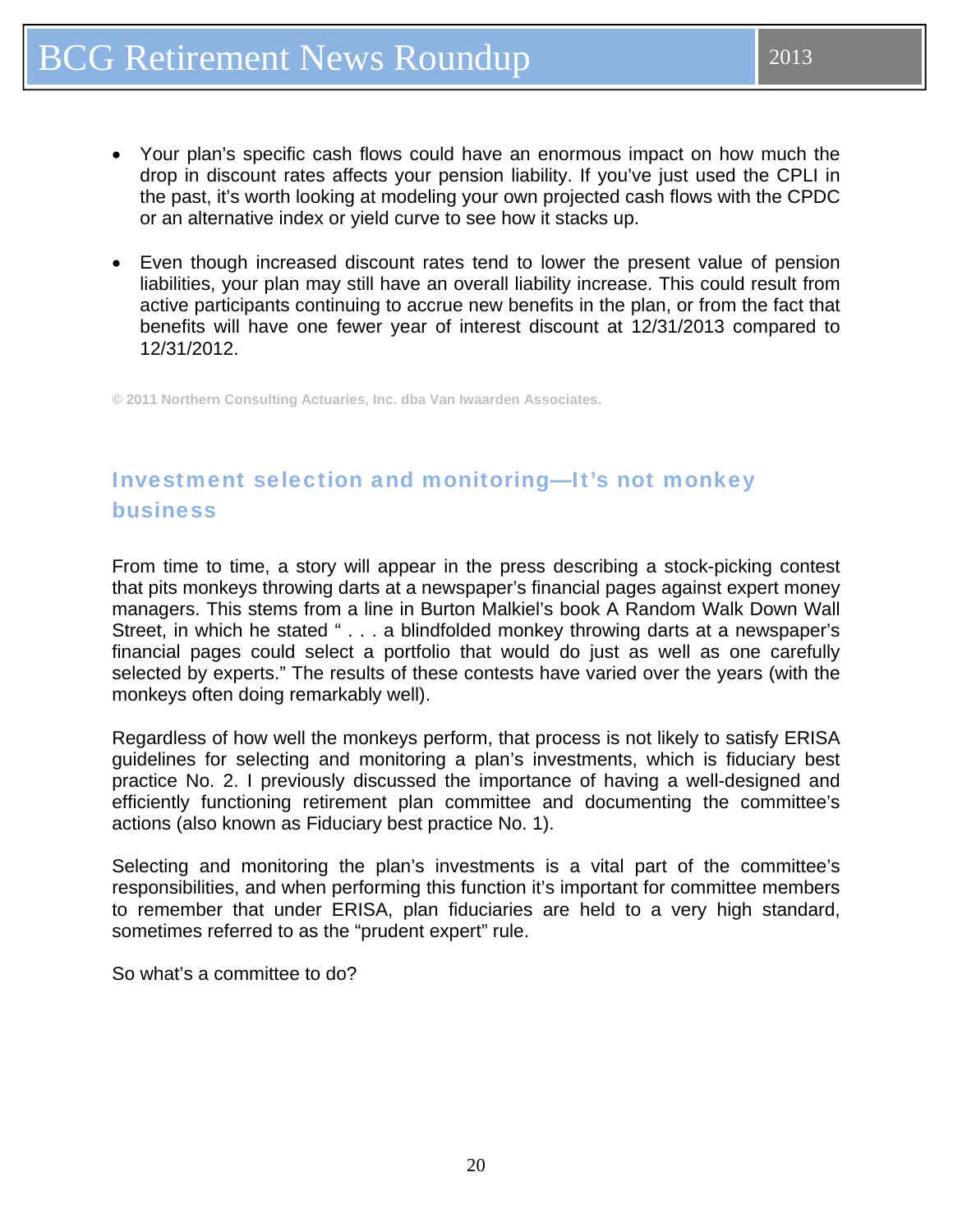- Your plan's specific cash flows could have an enormous impact on how much the drop in discount rates affects your pension liability. If you've just used the CPLI in the past, it's worth looking at modeling your own projected cash flows with the CPDC or an alternative index or yield curve to see how it stacks up.

- Even though increased discount rates tend to lower the present value of pension liabilities, your plan may still have an overall liability increase. This could result from active participants continuing to accrue new benefits in the plan, or from the fact that benefits will have one fewer year of interest discount at 12/31/2013 compared to 12/31/2012.

**© 2011 Northern Consulting Actuaries, Inc. dba Van Iwaarden Associates.**

## Investment selection and monitoring—It's not monkey business

From time to time, a story will appear in the press describing a stock-picking contest that pits monkeys throwing darts at a newspaper's financial pages against expert money managers. This stems from a line in Burton Malkiel's book A Random Walk Down Wall Street, in which he stated " . . . a blindfolded monkey throwing darts at a newspaper's financial pages could select a portfolio that would do just as well as one carefully selected by experts." The results of these contests have varied over the years (with the monkeys often doing remarkably well).

Regardless of how well the monkeys perform, that process is not likely to satisfy ERISA guidelines for selecting and monitoring a plan's investments, which is fiduciary best practice No. 2. I previously discussed the importance of having a well-designed and efficiently functioning retirement plan committee and documenting the committee's actions (also known as Fiduciary best practice No. 1).

Selecting and monitoring the plan's investments is a vital part of the committee's responsibilities, and when performing this function it's important for committee members to remember that under ERISA, plan fiduciaries are held to a very high standard, sometimes referred to as the "prudent expert" rule.

So what's a committee to do?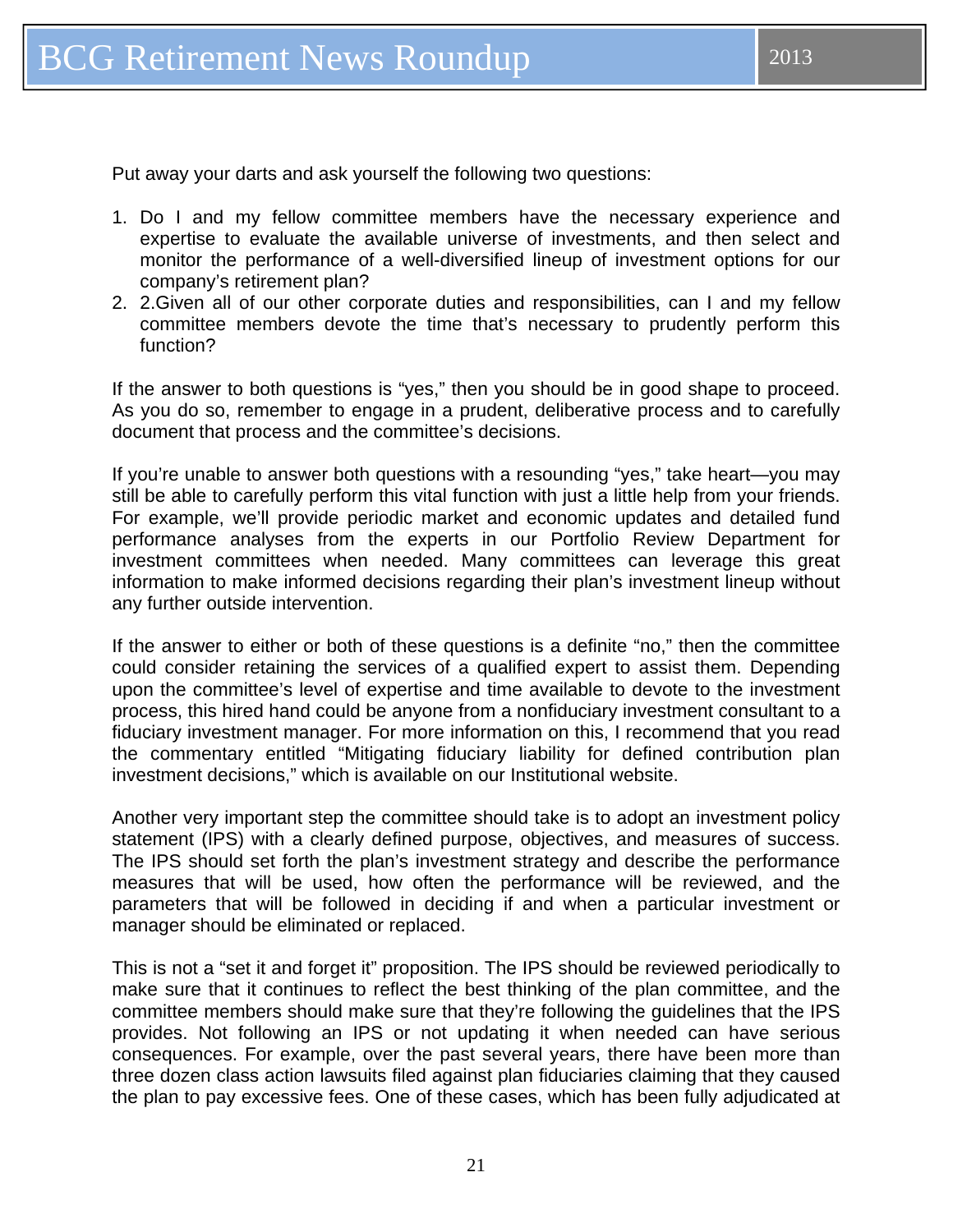Put away your darts and ask yourself the following two questions:

1. Do I and my fellow committee members have the necessary experience and expertise to evaluate the available universe of investments, and then select and monitor the performance of a well-diversified lineup of investment options for our company's retirement plan?
2. 2.Given all of our other corporate duties and responsibilities, can I and my fellow committee members devote the time that's necessary to prudently perform this function?

If the answer to both questions is "yes," then you should be in good shape to proceed. As you do so, remember to engage in a prudent, deliberative process and to carefully document that process and the committee's decisions.

If you're unable to answer both questions with a resounding "yes," take heart—you may still be able to carefully perform this vital function with just a little help from your friends. For example, we'll provide periodic market and economic updates and detailed fund performance analyses from the experts in our Portfolio Review Department for investment committees when needed. Many committees can leverage this great information to make informed decisions regarding their plan's investment lineup without any further outside intervention.

If the answer to either or both of these questions is a definite "no," then the committee could consider retaining the services of a qualified expert to assist them. Depending upon the committee's level of expertise and time available to devote to the investment process, this hired hand could be anyone from a nonfiduciary investment consultant to a fiduciary investment manager. For more information on this, I recommend that you read the commentary entitled "Mitigating fiduciary liability for defined contribution plan investment decisions," which is available on our Institutional website.

Another very important step the committee should take is to adopt an investment policy statement (IPS) with a clearly defined purpose, objectives, and measures of success. The IPS should set forth the plan's investment strategy and describe the performance measures that will be used, how often the performance will be reviewed, and the parameters that will be followed in deciding if and when a particular investment or manager should be eliminated or replaced.

This is not a "set it and forget it" proposition. The IPS should be reviewed periodically to make sure that it continues to reflect the best thinking of the plan committee, and the committee members should make sure that they're following the guidelines that the IPS provides. Not following an IPS or not updating it when needed can have serious consequences. For example, over the past several years, there have been more than three dozen class action lawsuits filed against plan fiduciaries claiming that they caused the plan to pay excessive fees. One of these cases, which has been fully adjudicated at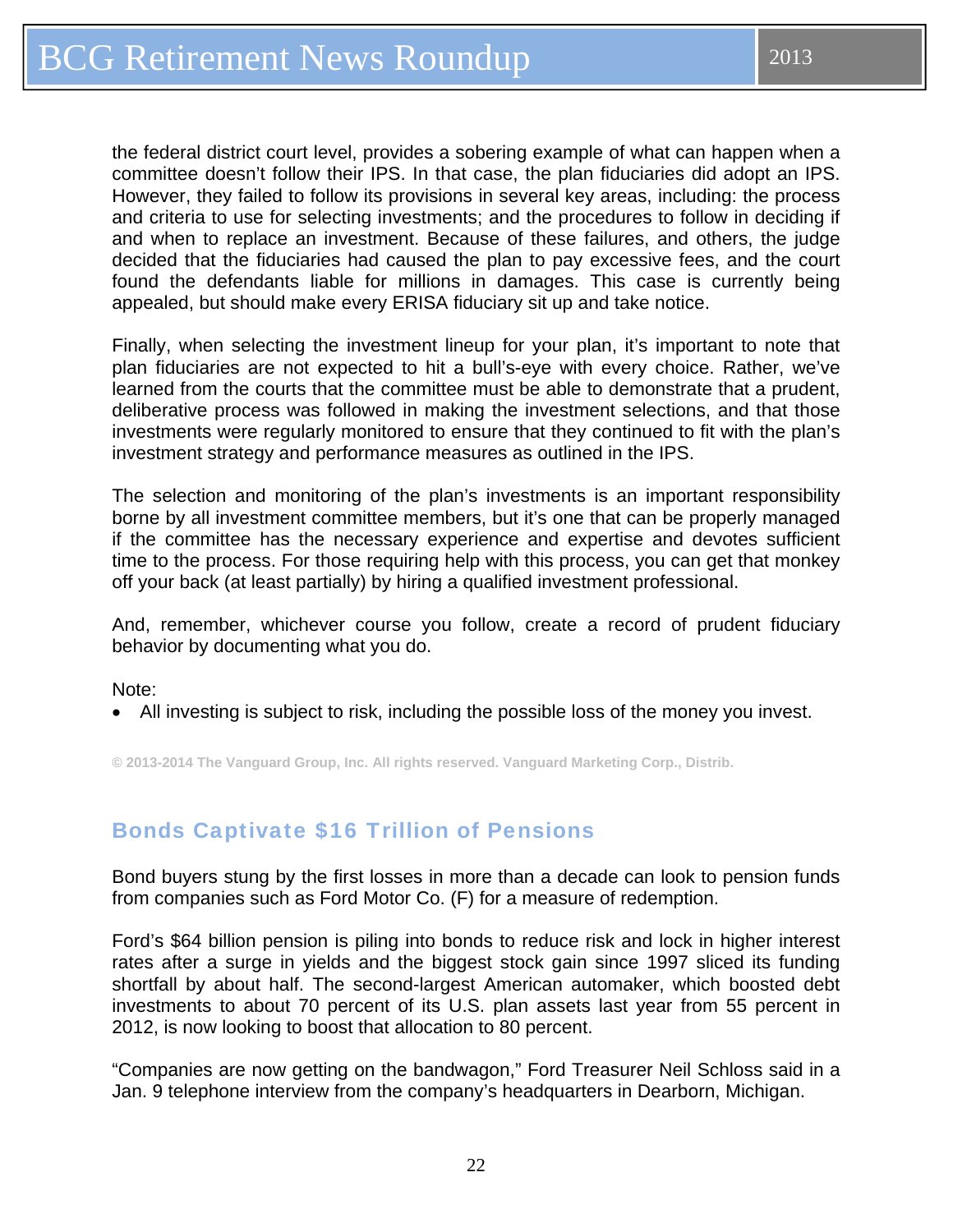the federal district court level, provides a sobering example of what can happen when a committee doesn't follow their IPS. In that case, the plan fiduciaries did adopt an IPS. However, they failed to follow its provisions in several key areas, including: the process and criteria to use for selecting investments; and the procedures to follow in deciding if and when to replace an investment. Because of these failures, and others, the judge decided that the fiduciaries had caused the plan to pay excessive fees, and the court found the defendants liable for millions in damages. This case is currently being appealed, but should make every ERISA fiduciary sit up and take notice.

Finally, when selecting the investment lineup for your plan, it's important to note that plan fiduciaries are not expected to hit a bull's-eye with every choice. Rather, we've learned from the courts that the committee must be able to demonstrate that a prudent, deliberative process was followed in making the investment selections, and that those investments were regularly monitored to ensure that they continued to fit with the plan's investment strategy and performance measures as outlined in the IPS.

The selection and monitoring of the plan's investments is an important responsibility borne by all investment committee members, but it's one that can be properly managed if the committee has the necessary experience and expertise and devotes sufficient time to the process. For those requiring help with this process, you can get that monkey off your back (at least partially) by hiring a qualified investment professional.

And, remember, whichever course you follow, create a record of prudent fiduciary behavior by documenting what you do.

Note:

- All investing is subject to risk, including the possible loss of the money you invest.

**© 2013-2014 The Vanguard Group, Inc. All rights reserved. Vanguard Marketing Corp., Distrib.**

## Bonds Captivate $16 Trillion of Pensions

Bond buyers stung by the first losses in more than a decade can look to pension funds from companies such as Ford Motor Co. (F) for a measure of redemption.

Ford's $64 billion pension is piling into bonds to reduce risk and lock in higher interest rates after a surge in yields and the biggest stock gain since 1997 sliced its funding shortfall by about half. The second-largest American automaker, which boosted debt investments to about 70 percent of its U.S. plan assets last year from 55 percent in 2012, is now looking to boost that allocation to 80 percent.

"Companies are now getting on the bandwagon," Ford Treasurer Neil Schloss said in a Jan. 9 telephone interview from the company's headquarters in Dearborn, Michigan.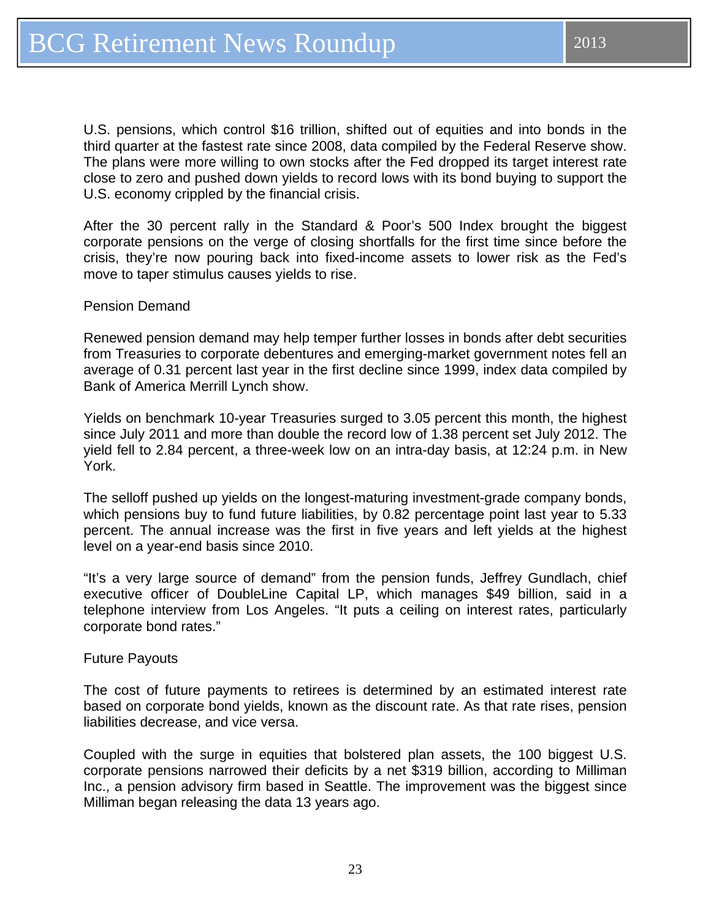U.S. pensions, which control $16 trillion, shifted out of equities and into bonds in the third quarter at the fastest rate since 2008, data compiled by the Federal Reserve show. The plans were more willing to own stocks after the Fed dropped its target interest rate close to zero and pushed down yields to record lows with its bond buying to support the U.S. economy crippled by the financial crisis.

After the 30 percent rally in the Standard & Poor's 500 Index brought the biggest corporate pensions on the verge of closing shortfalls for the first time since before the crisis, they're now pouring back into fixed-income assets to lower risk as the Fed's move to taper stimulus causes yields to rise.

## Pension Demand

Renewed pension demand may help temper further losses in bonds after debt securities from Treasuries to corporate debentures and emerging-market government notes fell an average of 0.31 percent last year in the first decline since 1999, index data compiled by Bank of America Merrill Lynch show.

Yields on benchmark 10-year Treasuries surged to 3.05 percent this month, the highest since July 2011 and more than double the record low of 1.38 percent set July 2012. The yield fell to 2.84 percent, a three-week low on an intra-day basis, at 12:24 p.m. in New York.

The selloff pushed up yields on the longest-maturing investment-grade company bonds, which pensions buy to fund future liabilities, by 0.82 percentage point last year to 5.33 percent. The annual increase was the first in five years and left yields at the highest level on a year-end basis since 2010.

"It's a very large source of demand" from the pension funds, Jeffrey Gundlach, chief executive officer of DoubleLine Capital LP, which manages $49 billion, said in a telephone interview from Los Angeles. "It puts a ceiling on interest rates, particularly corporate bond rates."

## Future Payouts

The cost of future payments to retirees is determined by an estimated interest rate based on corporate bond yields, known as the discount rate. As that rate rises, pension liabilities decrease, and vice versa.

Coupled with the surge in equities that bolstered plan assets, the 100 biggest U.S. corporate pensions narrowed their deficits by a net $319 billion, according to Milliman Inc., a pension advisory firm based in Seattle. The improvement was the biggest since Milliman began releasing the data 13 years ago.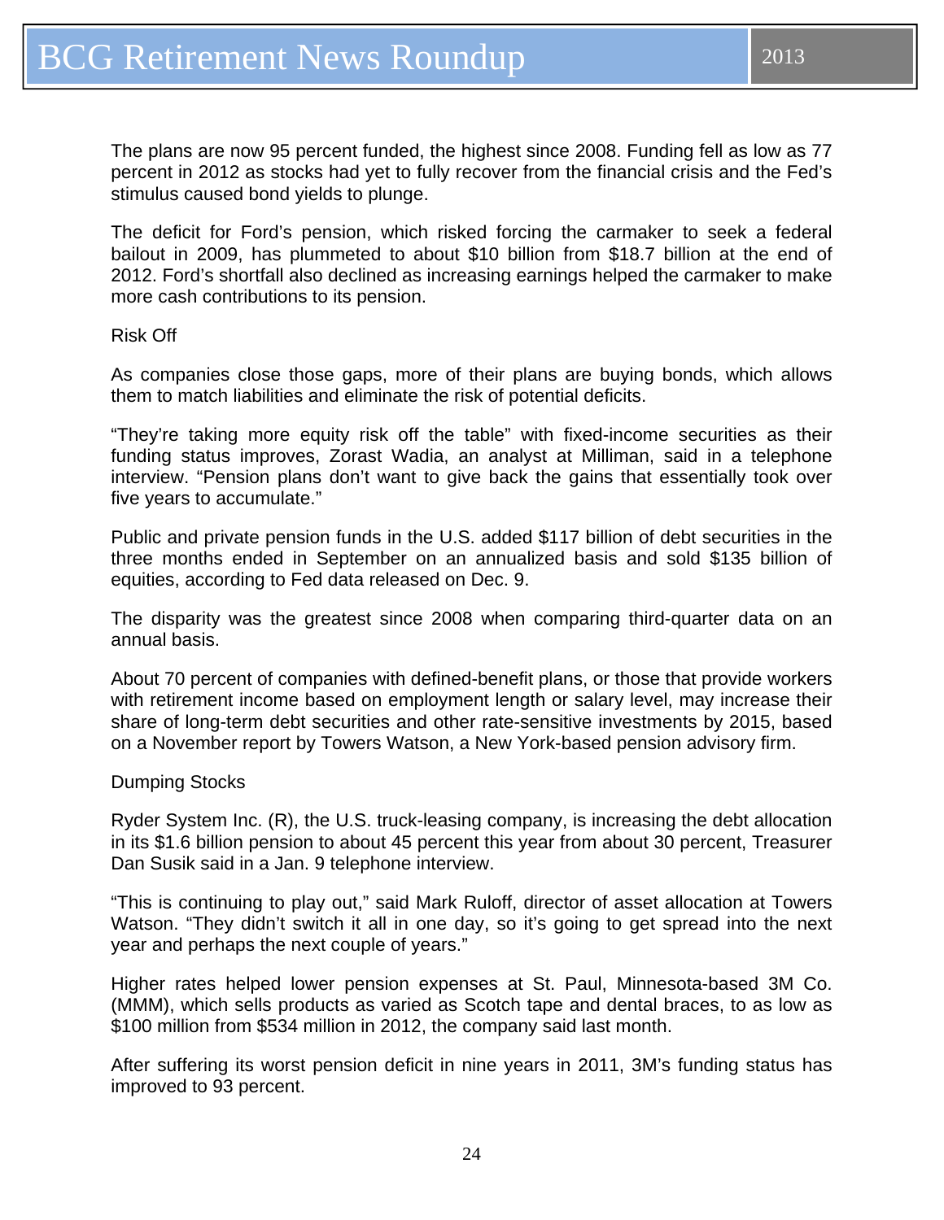The plans are now 95 percent funded, the highest since 2008. Funding fell as low as 77 percent in 2012 as stocks had yet to fully recover from the financial crisis and the Fed's stimulus caused bond yields to plunge.

The deficit for Ford's pension, which risked forcing the carmaker to seek a federal bailout in 2009, has plummeted to about $10 billion from $18.7 billion at the end of 2012. Ford's shortfall also declined as increasing earnings helped the carmaker to make more cash contributions to its pension.

## Risk Off

As companies close those gaps, more of their plans are buying bonds, which allows them to match liabilities and eliminate the risk of potential deficits.

"They're taking more equity risk off the table" with fixed-income securities as their funding status improves, Zorast Wadia, an analyst at Milliman, said in a telephone interview. "Pension plans don't want to give back the gains that essentially took over five years to accumulate."

Public and private pension funds in the U.S. added $117 billion of debt securities in the three months ended in September on an annualized basis and sold $135 billion of equities, according to Fed data released on Dec. 9.

The disparity was the greatest since 2008 when comparing third-quarter data on an annual basis.

About 70 percent of companies with defined-benefit plans, or those that provide workers with retirement income based on employment length or salary level, may increase their share of long-term debt securities and other rate-sensitive investments by 2015, based on a November report by Towers Watson, a New York-based pension advisory firm.

## Dumping Stocks

Ryder System Inc. (R), the U.S. truck-leasing company, is increasing the debt allocation in its $1.6 billion pension to about 45 percent this year from about 30 percent, Treasurer Dan Susik said in a Jan. 9 telephone interview.

"This is continuing to play out," said Mark Ruloff, director of asset allocation at Towers Watson. "They didn't switch it all in one day, so it's going to get spread into the next year and perhaps the next couple of years."

Higher rates helped lower pension expenses at St. Paul, Minnesota-based 3M Co. (MMM), which sells products as varied as Scotch tape and dental braces, to as low as $100 million from $534 million in 2012, the company said last month.

After suffering its worst pension deficit in nine years in 2011, 3M's funding status has improved to 93 percent.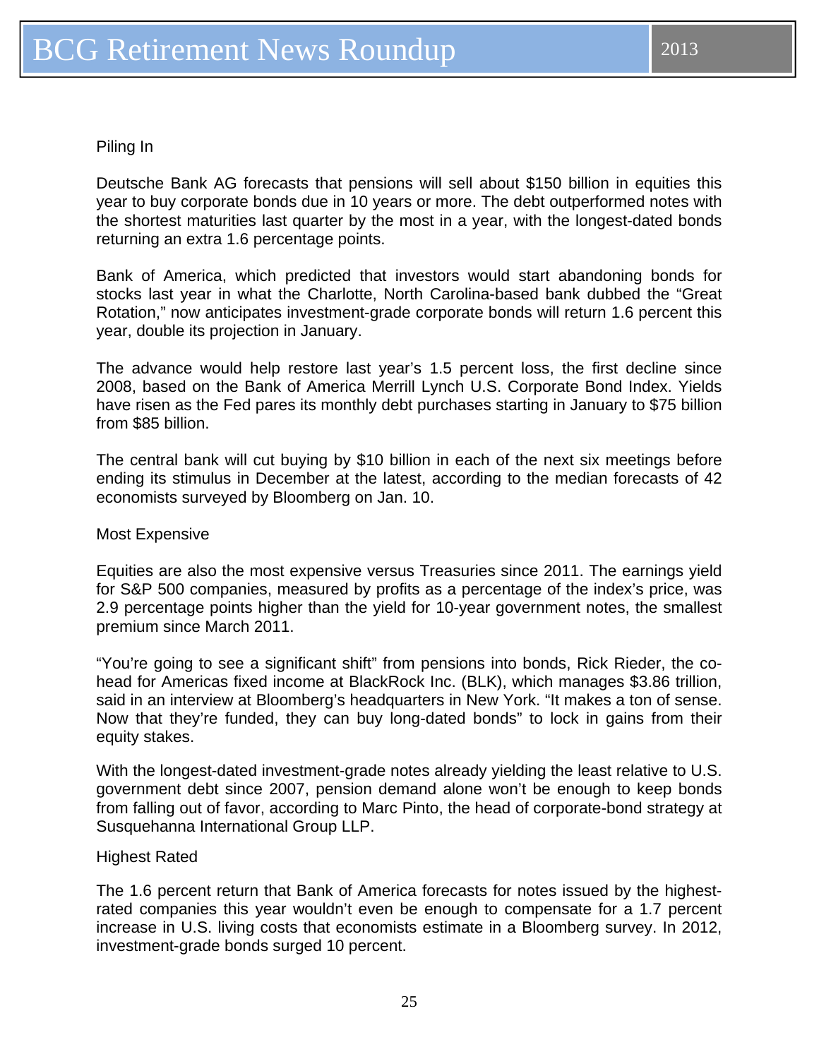### Piling In

Deutsche Bank AG forecasts that pensions will sell about $150 billion in equities this year to buy corporate bonds due in 10 years or more. The debt outperformed notes with the shortest maturities last quarter by the most in a year, with the longest-dated bonds returning an extra 1.6 percentage points.

Bank of America, which predicted that investors would start abandoning bonds for stocks last year in what the Charlotte, North Carolina-based bank dubbed the "Great Rotation," now anticipates investment-grade corporate bonds will return 1.6 percent this year, double its projection in January.

The advance would help restore last year's 1.5 percent loss, the first decline since 2008, based on the Bank of America Merrill Lynch U.S. Corporate Bond Index. Yields have risen as the Fed pares its monthly debt purchases starting in January to $75 billion from $85 billion.

The central bank will cut buying by $10 billion in each of the next six meetings before ending its stimulus in December at the latest, according to the median forecasts of 42 economists surveyed by Bloomberg on Jan. 10.

### Most Expensive

Equities are also the most expensive versus Treasuries since 2011. The earnings yield for S&P 500 companies, measured by profits as a percentage of the index's price, was 2.9 percentage points higher than the yield for 10-year government notes, the smallest premium since March 2011.

"You're going to see a significant shift" from pensions into bonds, Rick Rieder, the co-head for Americas fixed income at BlackRock Inc. (BLK), which manages $3.86 trillion, said in an interview at Bloomberg's headquarters in New York. "It makes a ton of sense. Now that they're funded, they can buy long-dated bonds" to lock in gains from their equity stakes.

With the longest-dated investment-grade notes already yielding the least relative to U.S. government debt since 2007, pension demand alone won't be enough to keep bonds from falling out of favor, according to Marc Pinto, the head of corporate-bond strategy at Susquehanna International Group LLP.

### Highest Rated

The 1.6 percent return that Bank of America forecasts for notes issued by the highest-rated companies this year wouldn't even be enough to compensate for a 1.7 percent increase in U.S. living costs that economists estimate in a Bloomberg survey. In 2012, investment-grade bonds surged 10 percent.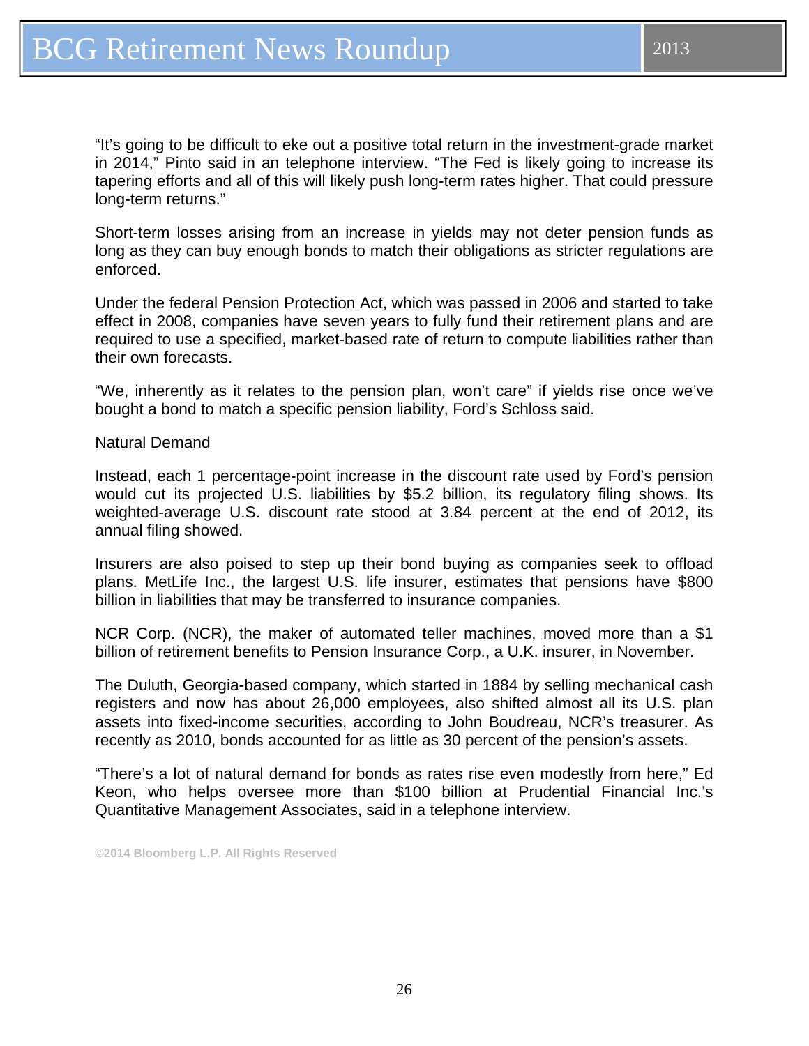"It's going to be difficult to eke out a positive total return in the investment-grade market in 2014," Pinto said in an telephone interview. "The Fed is likely going to increase its tapering efforts and all of this will likely push long-term rates higher. That could pressure long-term returns."

Short-term losses arising from an increase in yields may not deter pension funds as long as they can buy enough bonds to match their obligations as stricter regulations are enforced.

Under the federal Pension Protection Act, which was passed in 2006 and started to take effect in 2008, companies have seven years to fully fund their retirement plans and are required to use a specified, market-based rate of return to compute liabilities rather than their own forecasts.

"We, inherently as it relates to the pension plan, won't care" if yields rise once we've bought a bond to match a specific pension liability, Ford's Schloss said.

Natural Demand

Instead, each 1 percentage-point increase in the discount rate used by Ford's pension would cut its projected U.S. liabilities by $5.2 billion, its regulatory filing shows. Its weighted-average U.S. discount rate stood at 3.84 percent at the end of 2012, its annual filing showed.

Insurers are also poised to step up their bond buying as companies seek to offload plans. MetLife Inc., the largest U.S. life insurer, estimates that pensions have $800 billion in liabilities that may be transferred to insurance companies.

NCR Corp. (NCR), the maker of automated teller machines, moved more than a $1 billion of retirement benefits to Pension Insurance Corp., a U.K. insurer, in November.

The Duluth, Georgia-based company, which started in 1884 by selling mechanical cash registers and now has about 26,000 employees, also shifted almost all its U.S. plan assets into fixed-income securities, according to John Boudreau, NCR's treasurer. As recently as 2010, bonds accounted for as little as 30 percent of the pension's assets.

"There's a lot of natural demand for bonds as rates rise even modestly from here," Ed Keon, who helps oversee more than $100 billion at Prudential Financial Inc.'s Quantitative Management Associates, said in a telephone interview.

©2014 Bloomberg L.P. All Rights Reserved